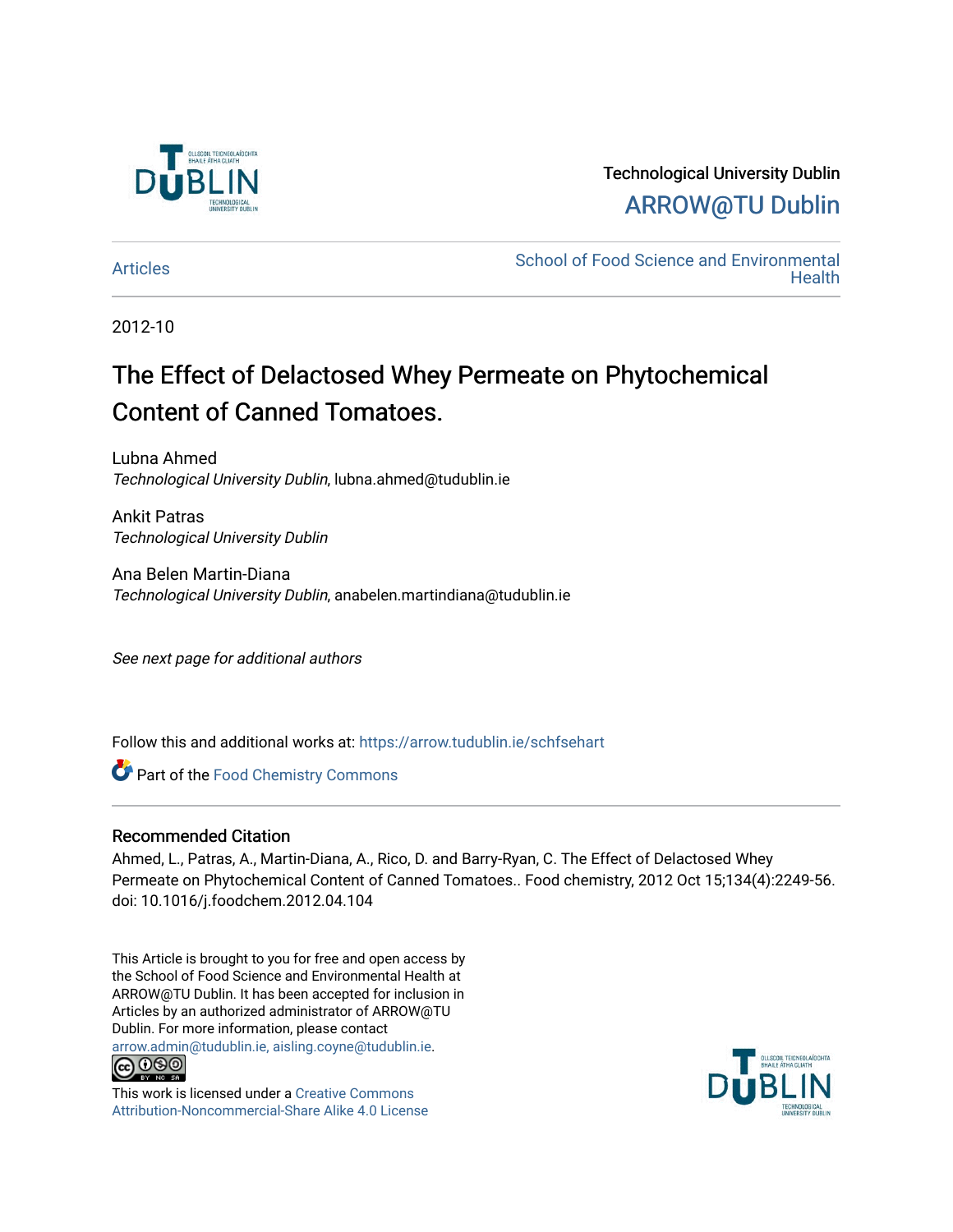Technological University Dublin

ARROW@TU Dublin

Articles

School of Food Science and Environmental Health

2012-10

# The Effect of Delactosed Whey Permeate on Phytochemical Content of Canned Tomatoes.

Lubna Ahmed
*Technological University Dublin*, lubna.ahmed@tudublin.ie

Ankit Patras
*Technological University Dublin*

Ana Belen Martin-Diana
*Technological University Dublin*, anabelen.martindiana@tudublin.ie

*See next page for additional authors*

Follow this and additional works at: https://arrow.tudublin.ie/schfsehart

Part of the Food Chemistry Commons

## Recommended Citation

Ahmed, L., Patras, A., Martin-Diana, A., Rico, D. and Barry-Ryan, C. The Effect of Delactosed Whey Permeate on Phytochemical Content of Canned Tomatoes.. Food chemistry, 2012 Oct 15;134(4):2249-56. doi: 10.1016/j.foodchem.2012.04.104

This Article is brought to you for free and open access by the School of Food Science and Environmental Health at ARROW@TU Dublin. It has been accepted for inclusion in Articles by an authorized administrator of ARROW@TU Dublin. For more information, please contact arrow.admin@tudublin.ie, aisling.coyne@tudublin.ie.

This work is licensed under a Creative Commons Attribution-Noncommercial-Share Alike 4.0 License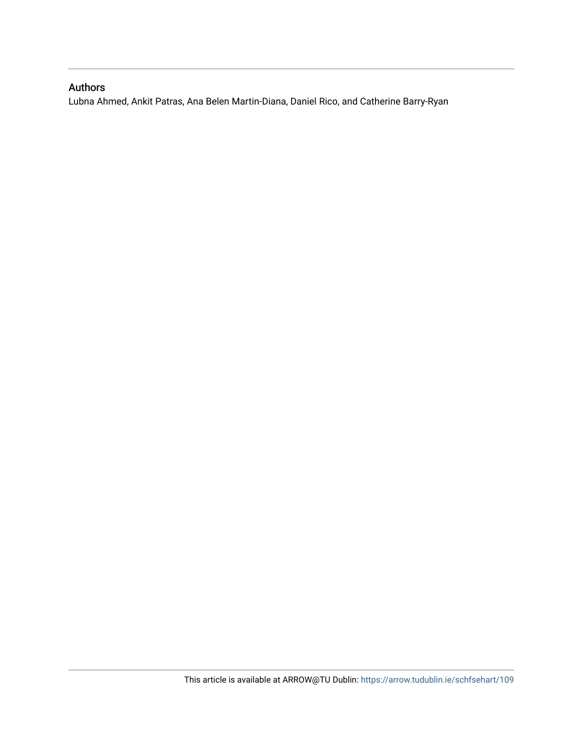## Authors

Lubna Ahmed, Ankit Patras, Ana Belen Martin-Diana, Daniel Rico, and Catherine Barry-Ryan

This article is available at ARROW@TU Dublin: https://arrow.tudublin.ie/schfsehart/109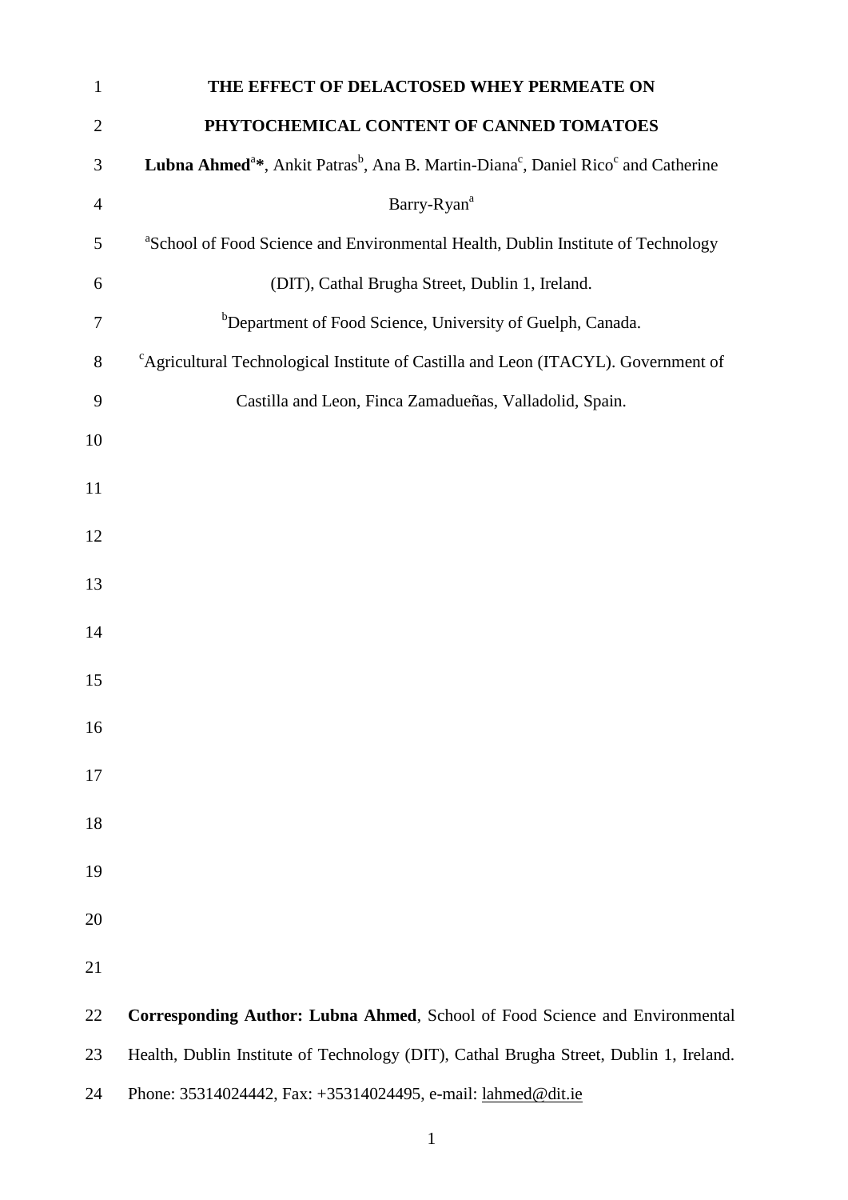# THE EFFECT OF DELACTOSED WHEY PERMEATE ON PHYTOCHEMICAL CONTENT OF CANNED TOMATOES

**Lubna Ahmed**[a]*, Ankit Patras[b], Ana B. Martin-Diana[c], Daniel Rico[c] and Catherine Barry-Ryan[a]

[a]School of Food Science and Environmental Health, Dublin Institute of Technology (DIT), Cathal Brugha Street, Dublin 1, Ireland.

[b]Department of Food Science, University of Guelph, Canada.

[c]Agricultural Technological Institute of Castilla and Leon (ITACYL). Government of Castilla and Leon, Finca Zamadueñas, Valladolid, Spain.

**Corresponding Author: Lubna Ahmed**, School of Food Science and Environmental Health, Dublin Institute of Technology (DIT), Cathal Brugha Street, Dublin 1, Ireland. Phone: 35314024442, Fax: +35314024495, e-mail: lahmed@dit.ie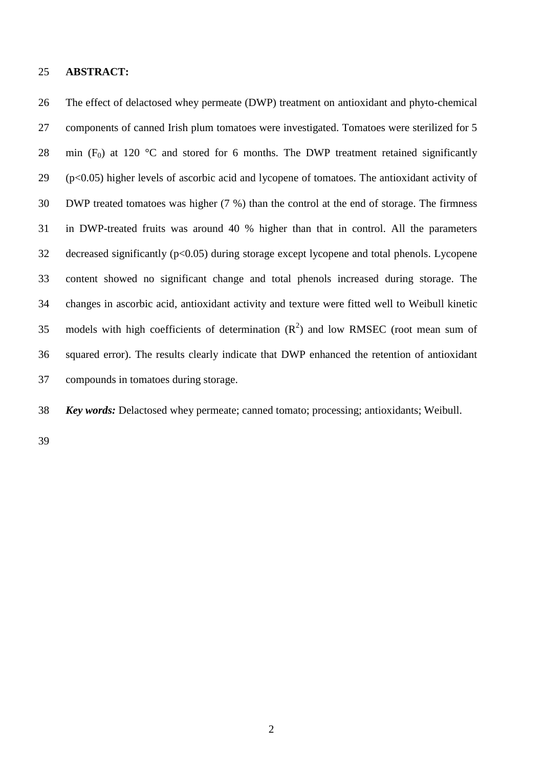**ABSTRACT:**

The effect of delactosed whey permeate (DWP) treatment on antioxidant and phyto-chemical components of canned Irish plum tomatoes were investigated. Tomatoes were sterilized for 5 min ($F_0$) at 120 °C and stored for 6 months. The DWP treatment retained significantly ($p<0.05$) higher levels of ascorbic acid and lycopene of tomatoes. The antioxidant activity of DWP treated tomatoes was higher (7 %) than the control at the end of storage. The firmness in DWP-treated fruits was around 40 % higher than that in control. All the parameters decreased significantly ($p<0.05$) during storage except lycopene and total phenols. Lycopene content showed no significant change and total phenols increased during storage. The changes in ascorbic acid, antioxidant activity and texture were fitted well to Weibull kinetic models with high coefficients of determination ($R^2$) and low RMSEC (root mean sum of squared error). The results clearly indicate that DWP enhanced the retention of antioxidant compounds in tomatoes during storage.

***Key words:*** Delactosed whey permeate; canned tomato; processing; antioxidants; Weibull.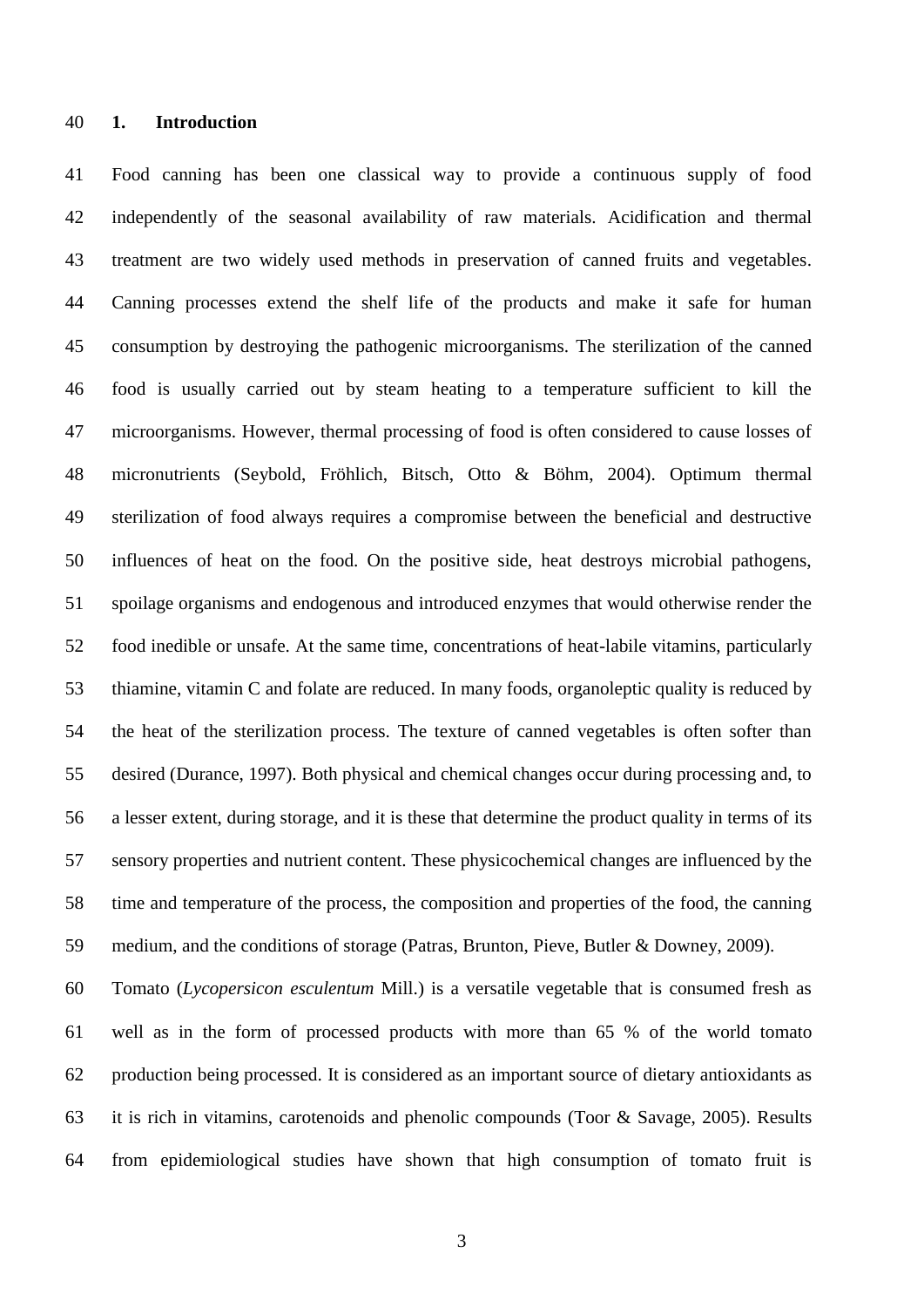# 1. Introduction

Food canning has been one classical way to provide a continuous supply of food independently of the seasonal availability of raw materials. Acidification and thermal treatment are two widely used methods in preservation of canned fruits and vegetables. Canning processes extend the shelf life of the products and make it safe for human consumption by destroying the pathogenic microorganisms. The sterilization of the canned food is usually carried out by steam heating to a temperature sufficient to kill the microorganisms. However, thermal processing of food is often considered to cause losses of micronutrients (Seybold, Fröhlich, Bitsch, Otto & Böhm, 2004). Optimum thermal sterilization of food always requires a compromise between the beneficial and destructive influences of heat on the food. On the positive side, heat destroys microbial pathogens, spoilage organisms and endogenous and introduced enzymes that would otherwise render the food inedible or unsafe. At the same time, concentrations of heat-labile vitamins, particularly thiamine, vitamin C and folate are reduced. In many foods, organoleptic quality is reduced by the heat of the sterilization process. The texture of canned vegetables is often softer than desired (Durance, 1997). Both physical and chemical changes occur during processing and, to a lesser extent, during storage, and it is these that determine the product quality in terms of its sensory properties and nutrient content. These physicochemical changes are influenced by the time and temperature of the process, the composition and properties of the food, the canning medium, and the conditions of storage (Patras, Brunton, Pieve, Butler & Downey, 2009).

Tomato (*Lycopersicon esculentum* Mill.) is a versatile vegetable that is consumed fresh as well as in the form of processed products with more than 65 % of the world tomato production being processed. It is considered as an important source of dietary antioxidants as it is rich in vitamins, carotenoids and phenolic compounds (Toor & Savage, 2005). Results from epidemiological studies have shown that high consumption of tomato fruit is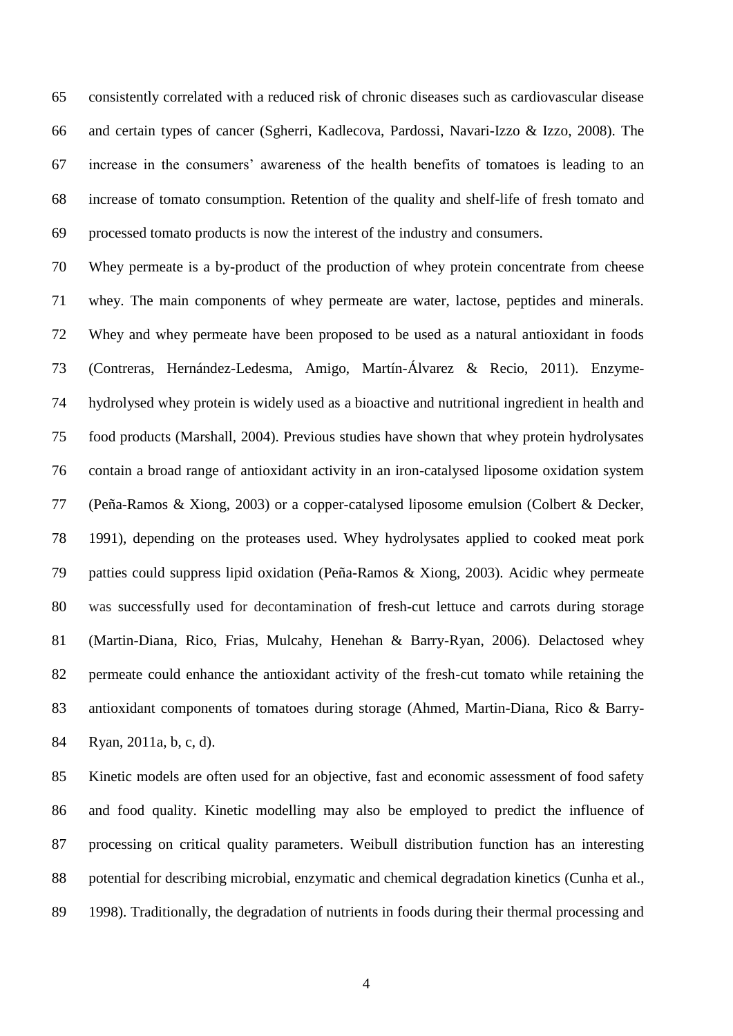consistently correlated with a reduced risk of chronic diseases such as cardiovascular disease and certain types of cancer (Sgherri, Kadlecova, Pardossi, Navari-Izzo & Izzo, 2008). The increase in the consumers' awareness of the health benefits of tomatoes is leading to an increase of tomato consumption. Retention of the quality and shelf-life of fresh tomato and processed tomato products is now the interest of the industry and consumers.

Whey permeate is a by-product of the production of whey protein concentrate from cheese whey. The main components of whey permeate are water, lactose, peptides and minerals. Whey and whey permeate have been proposed to be used as a natural antioxidant in foods (Contreras, Hernández-Ledesma, Amigo, Martín-Álvarez & Recio, 2011). Enzyme-hydrolysed whey protein is widely used as a bioactive and nutritional ingredient in health and food products (Marshall, 2004). Previous studies have shown that whey protein hydrolysates contain a broad range of antioxidant activity in an iron-catalysed liposome oxidation system (Peña-Ramos & Xiong, 2003) or a copper-catalysed liposome emulsion (Colbert & Decker, 1991), depending on the proteases used. Whey hydrolysates applied to cooked meat pork patties could suppress lipid oxidation (Peña-Ramos & Xiong, 2003). Acidic whey permeate was successfully used for decontamination of fresh-cut lettuce and carrots during storage (Martin-Diana, Rico, Frias, Mulcahy, Henehan & Barry-Ryan, 2006). Delactosed whey permeate could enhance the antioxidant activity of the fresh-cut tomato while retaining the antioxidant components of tomatoes during storage (Ahmed, Martin-Diana, Rico & Barry-Ryan, 2011a, b, c, d).

Kinetic models are often used for an objective, fast and economic assessment of food safety and food quality. Kinetic modelling may also be employed to predict the influence of processing on critical quality parameters. Weibull distribution function has an interesting potential for describing microbial, enzymatic and chemical degradation kinetics (Cunha et al., 1998). Traditionally, the degradation of nutrients in foods during their thermal processing and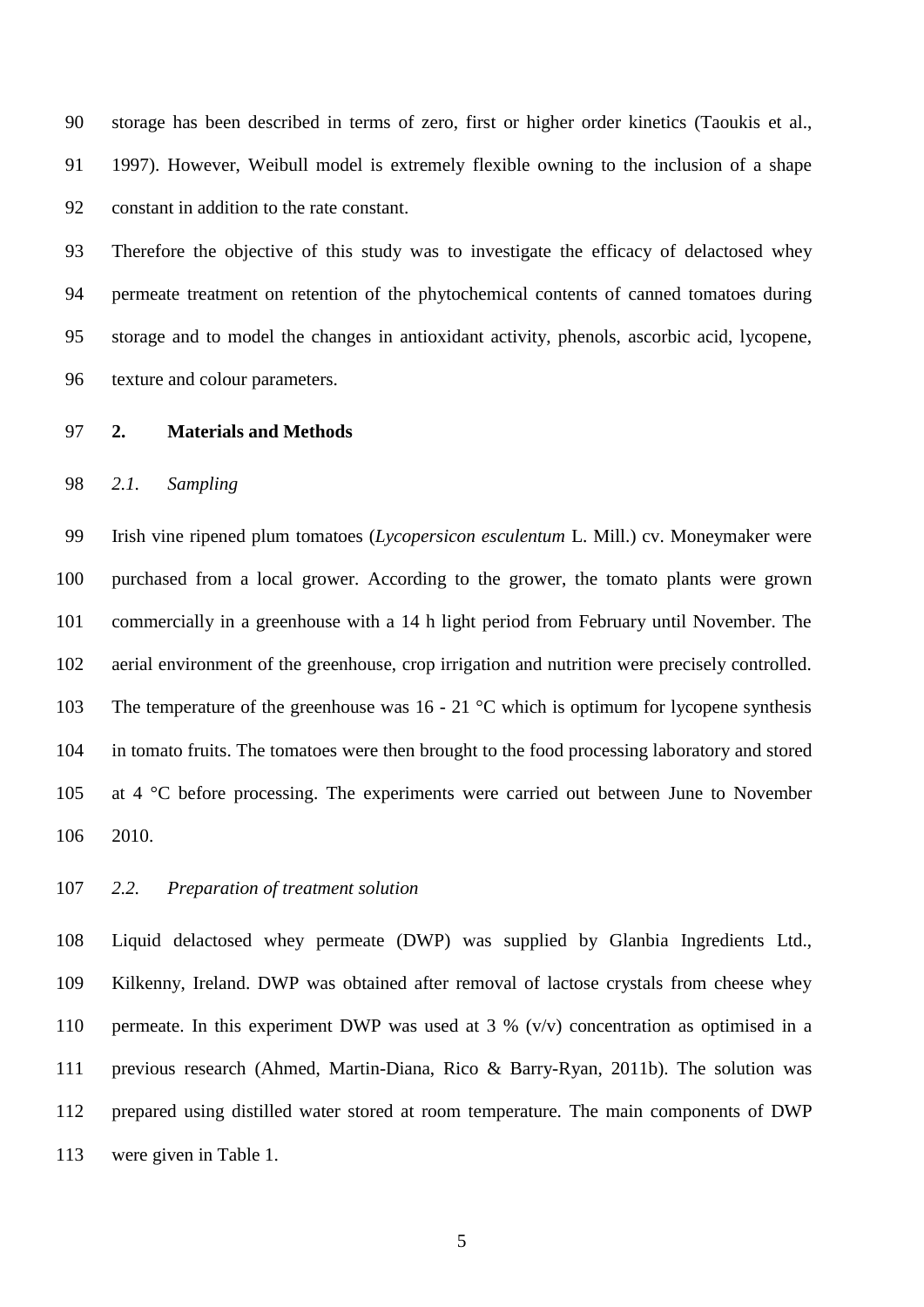storage has been described in terms of zero, first or higher order kinetics (Taoukis et al., 1997). However, Weibull model is extremely flexible owning to the inclusion of a shape constant in addition to the rate constant.

Therefore the objective of this study was to investigate the efficacy of delactosed whey permeate treatment on retention of the phytochemical contents of canned tomatoes during storage and to model the changes in antioxidant activity, phenols, ascorbic acid, lycopene, texture and colour parameters.

## 2. Materials and Methods

### *2.1. Sampling*

Irish vine ripened plum tomatoes (*Lycopersicon esculentum* L. Mill.) cv. Moneymaker were purchased from a local grower. According to the grower, the tomato plants were grown commercially in a greenhouse with a 14 h light period from February until November. The aerial environment of the greenhouse, crop irrigation and nutrition were precisely controlled. The temperature of the greenhouse was 16 - 21 °C which is optimum for lycopene synthesis in tomato fruits. The tomatoes were then brought to the food processing laboratory and stored at 4 °C before processing. The experiments were carried out between June to November 2010.

### *2.2. Preparation of treatment solution*

Liquid delactosed whey permeate (DWP) was supplied by Glanbia Ingredients Ltd., Kilkenny, Ireland. DWP was obtained after removal of lactose crystals from cheese whey permeate. In this experiment DWP was used at 3 % (v/v) concentration as optimised in a previous research (Ahmed, Martin-Diana, Rico & Barry-Ryan, 2011b). The solution was prepared using distilled water stored at room temperature. The main components of DWP were given in Table 1.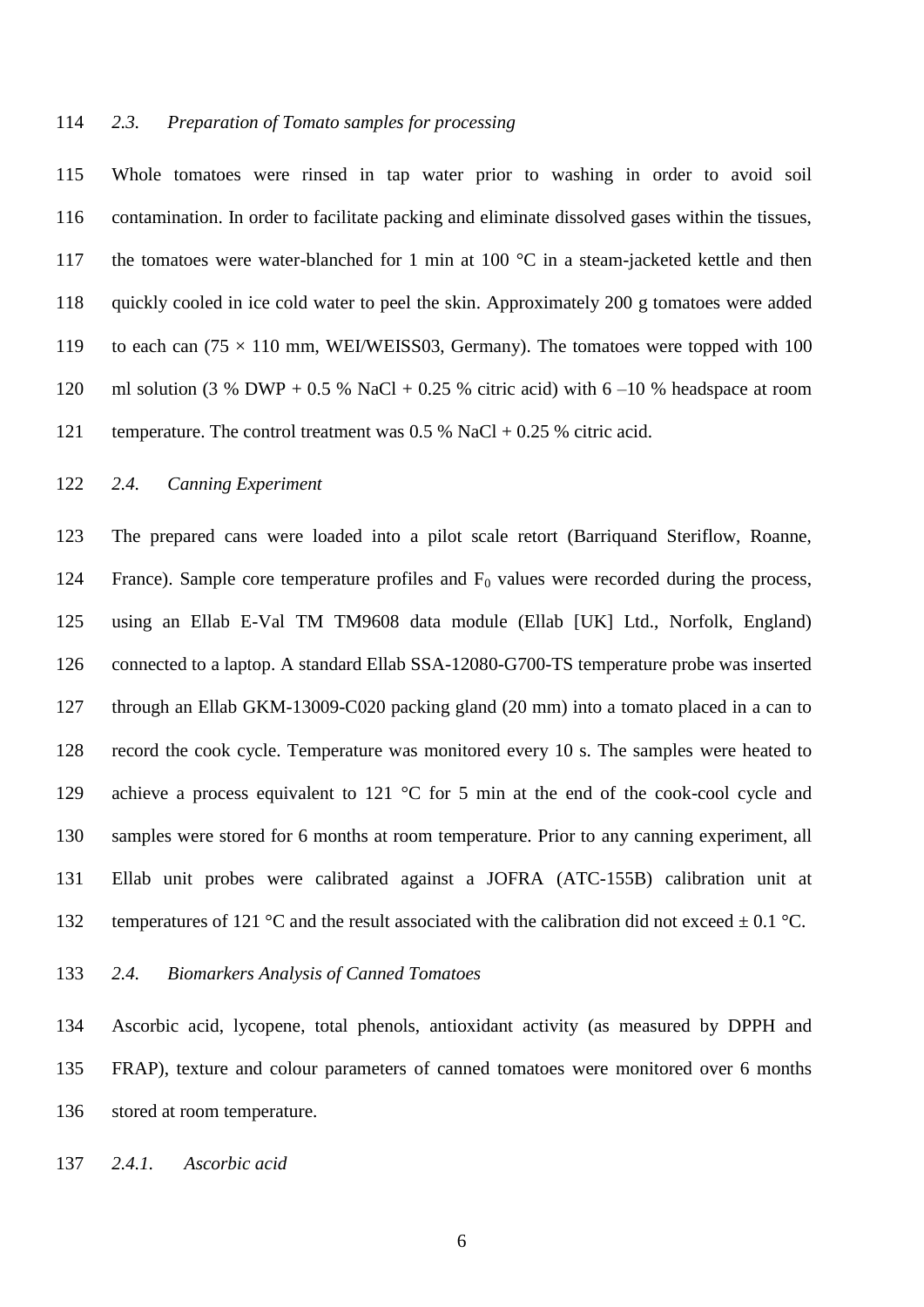### *2.3. Preparation of Tomato samples for processing*

Whole tomatoes were rinsed in tap water prior to washing in order to avoid soil contamination. In order to facilitate packing and eliminate dissolved gases within the tissues, the tomatoes were water-blanched for 1 min at 100 °C in a steam-jacketed kettle and then quickly cooled in ice cold water to peel the skin. Approximately 200 g tomatoes were added to each can (75 × 110 mm, WEI/WEISS03, Germany). The tomatoes were topped with 100 ml solution (3 % DWP + 0.5 % NaCl + 0.25 % citric acid) with 6 –10 % headspace at room temperature. The control treatment was 0.5 % NaCl + 0.25 % citric acid.

### *2.4. Canning Experiment*

The prepared cans were loaded into a pilot scale retort (Barriquand Steriflow, Roanne, France). Sample core temperature profiles and $F_0$ values were recorded during the process, using an Ellab E-Val TM TM9608 data module (Ellab [UK] Ltd., Norfolk, England) connected to a laptop. A standard Ellab SSA-12080-G700-TS temperature probe was inserted through an Ellab GKM-13009-C020 packing gland (20 mm) into a tomato placed in a can to record the cook cycle. Temperature was monitored every 10 s. The samples were heated to achieve a process equivalent to 121 °C for 5 min at the end of the cook-cool cycle and samples were stored for 6 months at room temperature. Prior to any canning experiment, all Ellab unit probes were calibrated against a JOFRA (ATC-155B) calibration unit at temperatures of 121 °C and the result associated with the calibration did not exceed ± 0.1 °C.

### *2.4. Biomarkers Analysis of Canned Tomatoes*

Ascorbic acid, lycopene, total phenols, antioxidant activity (as measured by DPPH and FRAP), texture and colour parameters of canned tomatoes were monitored over 6 months stored at room temperature.

#### *2.4.1. Ascorbic acid*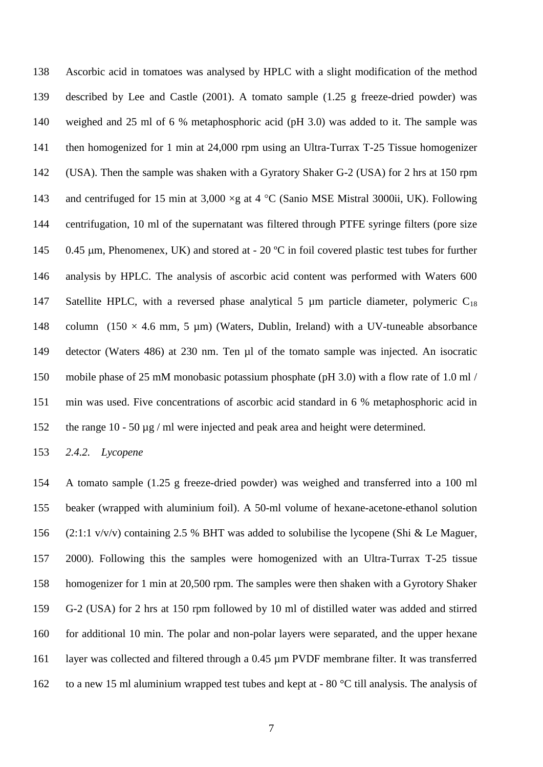Ascorbic acid in tomatoes was analysed by HPLC with a slight modification of the method described by Lee and Castle (2001). A tomato sample (1.25 g freeze-dried powder) was weighed and 25 ml of 6 % metaphosphoric acid (pH 3.0) was added to it. The sample was then homogenized for 1 min at 24,000 rpm using an Ultra-Turrax T-25 Tissue homogenizer (USA). Then the sample was shaken with a Gyratory Shaker G-2 (USA) for 2 hrs at 150 rpm and centrifuged for 15 min at 3,000 ×g at 4 °C (Sanio MSE Mistral 3000ii, UK). Following centrifugation, 10 ml of the supernatant was filtered through PTFE syringe filters (pore size 0.45 μm, Phenomenex, UK) and stored at - 20 ºC in foil covered plastic test tubes for further analysis by HPLC. The analysis of ascorbic acid content was performed with Waters 600 Satellite HPLC, with a reversed phase analytical 5 µm particle diameter, polymeric $C_{18}$ column (150 × 4.6 mm, 5 µm) (Waters, Dublin, Ireland) with a UV-tuneable absorbance detector (Waters 486) at 230 nm. Ten µl of the tomato sample was injected. An isocratic mobile phase of 25 mM monobasic potassium phosphate (pH 3.0) with a flow rate of 1.0 ml / min was used. Five concentrations of ascorbic acid standard in 6 % metaphosphoric acid in the range 10 - 50 µg / ml were injected and peak area and height were determined.

#### *2.4.2. Lycopene*

A tomato sample (1.25 g freeze-dried powder) was weighed and transferred into a 100 ml beaker (wrapped with aluminium foil). A 50-ml volume of hexane-acetone-ethanol solution (2:1:1 v/v/v) containing 2.5 % BHT was added to solubilise the lycopene (Shi & Le Maguer, 2000). Following this the samples were homogenized with an Ultra-Turrax T-25 tissue homogenizer for 1 min at 20,500 rpm. The samples were then shaken with a Gyrotory Shaker G-2 (USA) for 2 hrs at 150 rpm followed by 10 ml of distilled water was added and stirred for additional 10 min. The polar and non-polar layers were separated, and the upper hexane layer was collected and filtered through a 0.45 µm PVDF membrane filter. It was transferred to a new 15 ml aluminium wrapped test tubes and kept at - 80 °C till analysis. The analysis of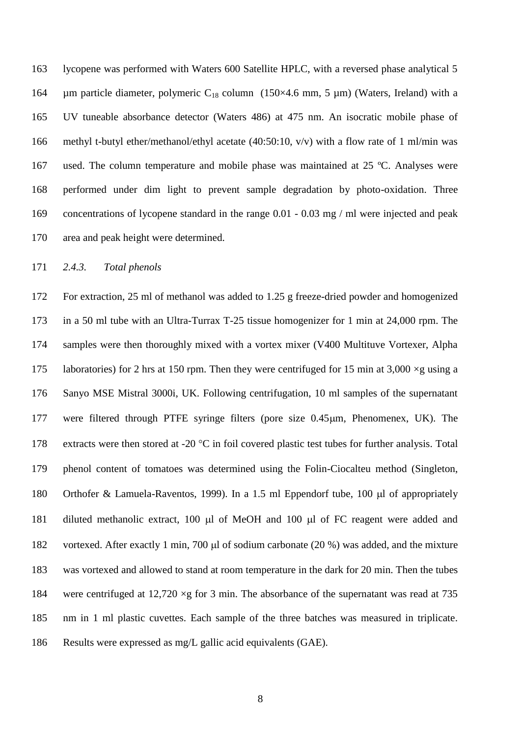lycopene was performed with Waters 600 Satellite HPLC, with a reversed phase analytical 5 µm particle diameter, polymeric $C_{18}$ column (150×4.6 mm, 5 µm) (Waters, Ireland) with a UV tuneable absorbance detector (Waters 486) at 475 nm. An isocratic mobile phase of methyl t-butyl ether/methanol/ethyl acetate (40:50:10, v/v) with a flow rate of 1 ml/min was used. The column temperature and mobile phase was maintained at 25 ºC. Analyses were performed under dim light to prevent sample degradation by photo-oxidation. Three concentrations of lycopene standard in the range 0.01 - 0.03 mg / ml were injected and peak area and peak height were determined.

### *2.4.3. Total phenols*

For extraction, 25 ml of methanol was added to 1.25 g freeze-dried powder and homogenized in a 50 ml tube with an Ultra-Turrax T-25 tissue homogenizer for 1 min at 24,000 rpm. The samples were then thoroughly mixed with a vortex mixer (V400 Multituve Vortexer, Alpha laboratories) for 2 hrs at 150 rpm. Then they were centrifuged for 15 min at 3,000 ×g using a Sanyo MSE Mistral 3000i, UK. Following centrifugation, 10 ml samples of the supernatant were filtered through PTFE syringe filters (pore size 0.45μm, Phenomenex, UK). The extracts were then stored at -20 °C in foil covered plastic test tubes for further analysis. Total phenol content of tomatoes was determined using the Folin-Ciocalteu method (Singleton, Orthofer & Lamuela-Raventos, 1999). In a 1.5 ml Eppendorf tube, 100 μl of appropriately diluted methanolic extract, 100 μl of MeOH and 100 μl of FC reagent were added and vortexed. After exactly 1 min, 700 μl of sodium carbonate (20 %) was added, and the mixture was vortexed and allowed to stand at room temperature in the dark for 20 min. Then the tubes were centrifuged at 12,720 ×g for 3 min. The absorbance of the supernatant was read at 735 nm in 1 ml plastic cuvettes. Each sample of the three batches was measured in triplicate. Results were expressed as mg/L gallic acid equivalents (GAE).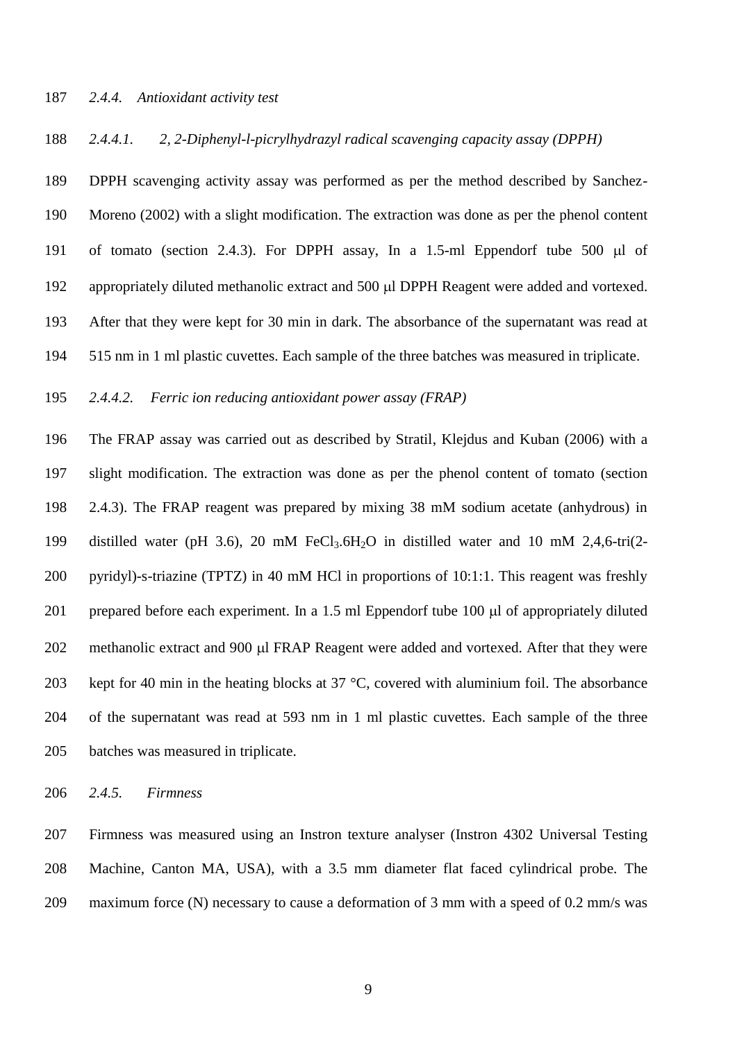#### *2.4.4. Antioxidant activity test*

##### *2.4.4.1. 2, 2-Diphenyl-l-picrylhydrazyl radical scavenging capacity assay (DPPH)*

DPPH scavenging activity assay was performed as per the method described by Sanchez-Moreno (2002) with a slight modification. The extraction was done as per the phenol content of tomato (section 2.4.3). For DPPH assay, In a 1.5-ml Eppendorf tube 500 μl of appropriately diluted methanolic extract and 500 μl DPPH Reagent were added and vortexed. After that they were kept for 30 min in dark. The absorbance of the supernatant was read at 515 nm in 1 ml plastic cuvettes. Each sample of the three batches was measured in triplicate.

##### *2.4.4.2. Ferric ion reducing antioxidant power assay (FRAP)*

The FRAP assay was carried out as described by Stratil, Klejdus and Kuban (2006) with a slight modification. The extraction was done as per the phenol content of tomato (section 2.4.3). The FRAP reagent was prepared by mixing 38 mM sodium acetate (anhydrous) in distilled water (pH 3.6), 20 mM $FeCl_3.6H_2O$ in distilled water and 10 mM 2,4,6-tri(2-pyridyl)-s-triazine (TPTZ) in 40 mM HCl in proportions of 10:1:1. This reagent was freshly prepared before each experiment. In a 1.5 ml Eppendorf tube 100 μl of appropriately diluted methanolic extract and 900 μl FRAP Reagent were added and vortexed. After that they were kept for 40 min in the heating blocks at 37 °C, covered with aluminium foil. The absorbance of the supernatant was read at 593 nm in 1 ml plastic cuvettes. Each sample of the three batches was measured in triplicate.

#### *2.4.5. Firmness*

Firmness was measured using an Instron texture analyser (Instron 4302 Universal Testing Machine, Canton MA, USA), with a 3.5 mm diameter flat faced cylindrical probe. The maximum force (N) necessary to cause a deformation of 3 mm with a speed of 0.2 mm/s was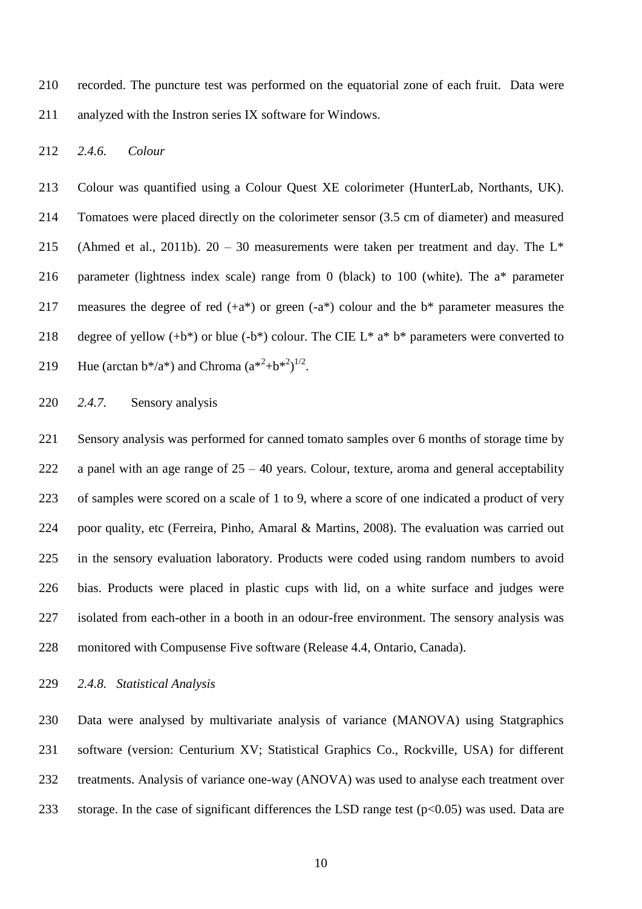recorded. The puncture test was performed on the equatorial zone of each fruit. Data were analyzed with the Instron series IX software for Windows.

### *2.4.6. Colour*

Colour was quantified using a Colour Quest XE colorimeter (HunterLab, Northants, UK). Tomatoes were placed directly on the colorimeter sensor (3.5 cm of diameter) and measured (Ahmed et al., 2011b). 20 – 30 measurements were taken per treatment and day. The L* parameter (lightness index scale) range from 0 (black) to 100 (white). The a* parameter measures the degree of red (+a*) or green (-a*) colour and the b* parameter measures the degree of yellow (+b*) or blue (-b*) colour. The CIE L* a* b* parameters were converted to Hue (arctan b*/a*) and Chroma $(a^{*2}+b^{*2})^{1/2}$.

### *2.4.7.* Sensory analysis

Sensory analysis was performed for canned tomato samples over 6 months of storage time by a panel with an age range of 25 – 40 years. Colour, texture, aroma and general acceptability of samples were scored on a scale of 1 to 9, where a score of one indicated a product of very poor quality, etc (Ferreira, Pinho, Amaral & Martins, 2008). The evaluation was carried out in the sensory evaluation laboratory. Products were coded using random numbers to avoid bias. Products were placed in plastic cups with lid, on a white surface and judges were isolated from each-other in a booth in an odour-free environment. The sensory analysis was monitored with Compusense Five software (Release 4.4, Ontario, Canada).

### *2.4.8. Statistical Analysis*

Data were analysed by multivariate analysis of variance (MANOVA) using Statgraphics software (version: Centurium XV; Statistical Graphics Co., Rockville, USA) for different treatments. Analysis of variance one-way (ANOVA) was used to analyse each treatment over storage. In the case of significant differences the LSD range test ($p<0.05$) was used. Data are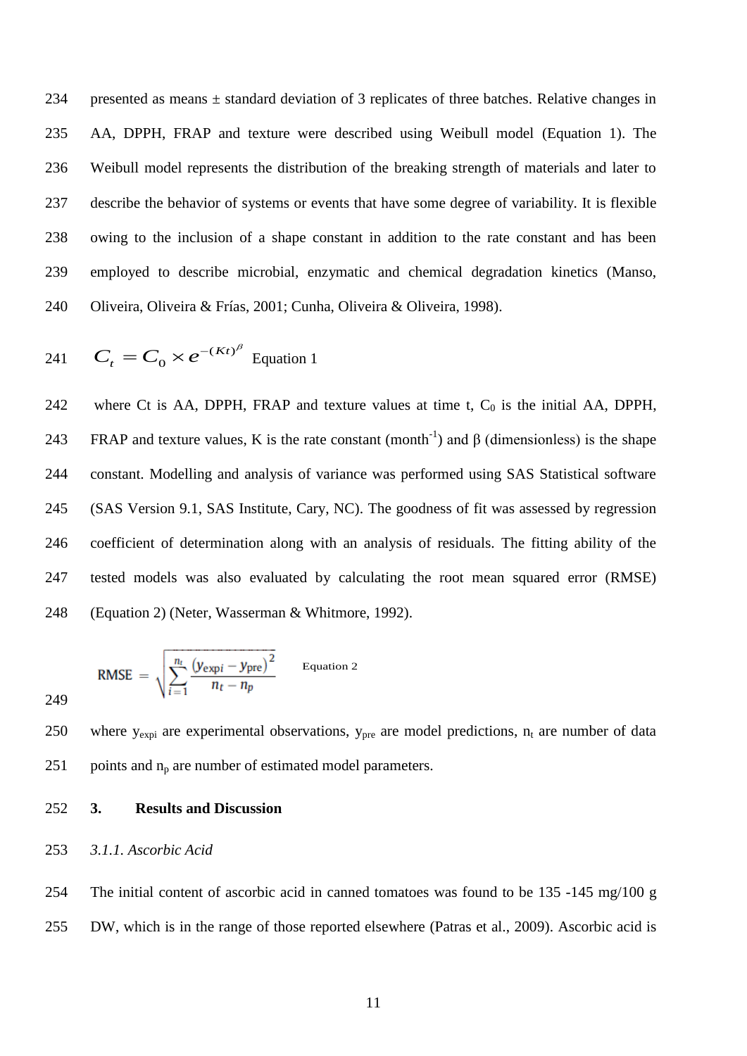presented as means ± standard deviation of 3 replicates of three batches. Relative changes in AA, DPPH, FRAP and texture were described using Weibull model (Equation 1). The Weibull model represents the distribution of the breaking strength of materials and later to describe the behavior of systems or events that have some degree of variability. It is flexible owing to the inclusion of a shape constant in addition to the rate constant and has been employed to describe microbial, enzymatic and chemical degradation kinetics (Manso, Oliveira, Oliveira & Frías, 2001; Cunha, Oliveira & Oliveira, 1998).

$$C_t = C_0 \times e^{-(Kt)^{\beta}} \quad \text{Equation 1}$$

where Ct is AA, DPPH, FRAP and texture values at time t, $C_0$ is the initial AA, DPPH, FRAP and texture values, K is the rate constant (month$^{-1}$) and β (dimensionless) is the shape constant. Modelling and analysis of variance was performed using SAS Statistical software (SAS Version 9.1, SAS Institute, Cary, NC). The goodness of fit was assessed by regression coefficient of determination along with an analysis of residuals. The fitting ability of the tested models was also evaluated by calculating the root mean squared error (RMSE) (Equation 2) (Neter, Wasserman & Whitmore, 1992).

$$\text{RMSE} = \sqrt{\sum_{i=1}^{n_t} \frac{\left(y_{\text{expi}} - y_{\text{pre}}\right)^2}{n_t - n_p}} \quad \text{Equation 2}$$

where $y_{expi}$ are experimental observations, $y_{pre}$ are model predictions, $n_t$ are number of data points and $n_p$ are number of estimated model parameters.

## 3. Results and Discussion

### *3.1.1. Ascorbic Acid*

The initial content of ascorbic acid in canned tomatoes was found to be 135 -145 mg/100 g DW, which is in the range of those reported elsewhere (Patras et al., 2009). Ascorbic acid is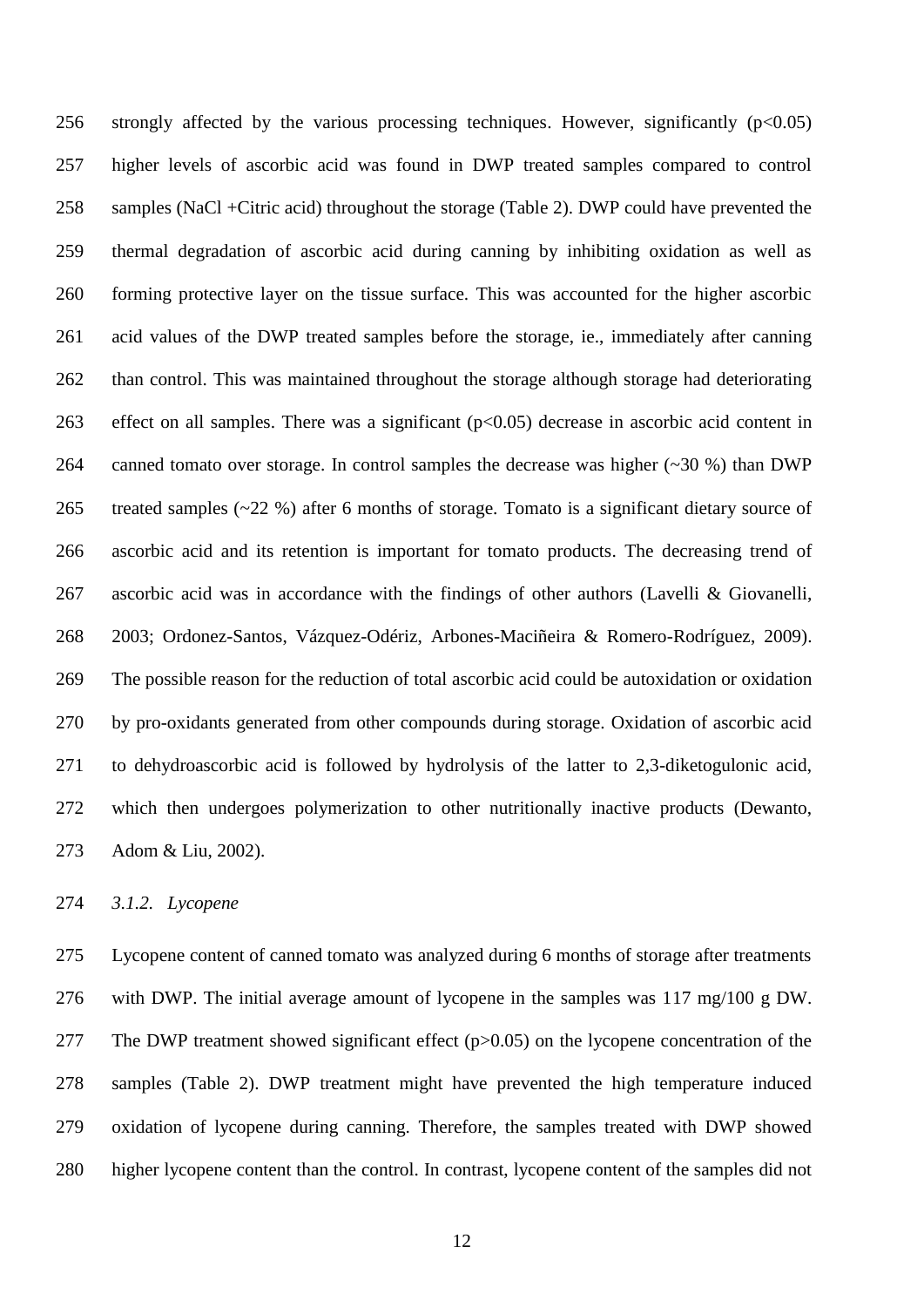strongly affected by the various processing techniques. However, significantly ($p<0.05$) higher levels of ascorbic acid was found in DWP treated samples compared to control samples (NaCl +Citric acid) throughout the storage (Table 2). DWP could have prevented the thermal degradation of ascorbic acid during canning by inhibiting oxidation as well as forming protective layer on the tissue surface. This was accounted for the higher ascorbic acid values of the DWP treated samples before the storage, ie., immediately after canning than control. This was maintained throughout the storage although storage had deteriorating effect on all samples. There was a significant ($p<0.05$) decrease in ascorbic acid content in canned tomato over storage. In control samples the decrease was higher (~30 %) than DWP treated samples (~22 %) after 6 months of storage. Tomato is a significant dietary source of ascorbic acid and its retention is important for tomato products. The decreasing trend of ascorbic acid was in accordance with the findings of other authors (Lavelli & Giovanelli, 2003; Ordonez-Santos, Vázquez-Odériz, Arbones-Maciñeira & Romero-Rodríguez, 2009). The possible reason for the reduction of total ascorbic acid could be autoxidation or oxidation by pro-oxidants generated from other compounds during storage. Oxidation of ascorbic acid to dehydroascorbic acid is followed by hydrolysis of the latter to 2,3-diketogulonic acid, which then undergoes polymerization to other nutritionally inactive products (Dewanto, Adom & Liu, 2002).

### *3.1.2. Lycopene*

Lycopene content of canned tomato was analyzed during 6 months of storage after treatments with DWP. The initial average amount of lycopene in the samples was 117 mg/100 g DW. The DWP treatment showed significant effect ($p>0.05$) on the lycopene concentration of the samples (Table 2). DWP treatment might have prevented the high temperature induced oxidation of lycopene during canning. Therefore, the samples treated with DWP showed higher lycopene content than the control. In contrast, lycopene content of the samples did not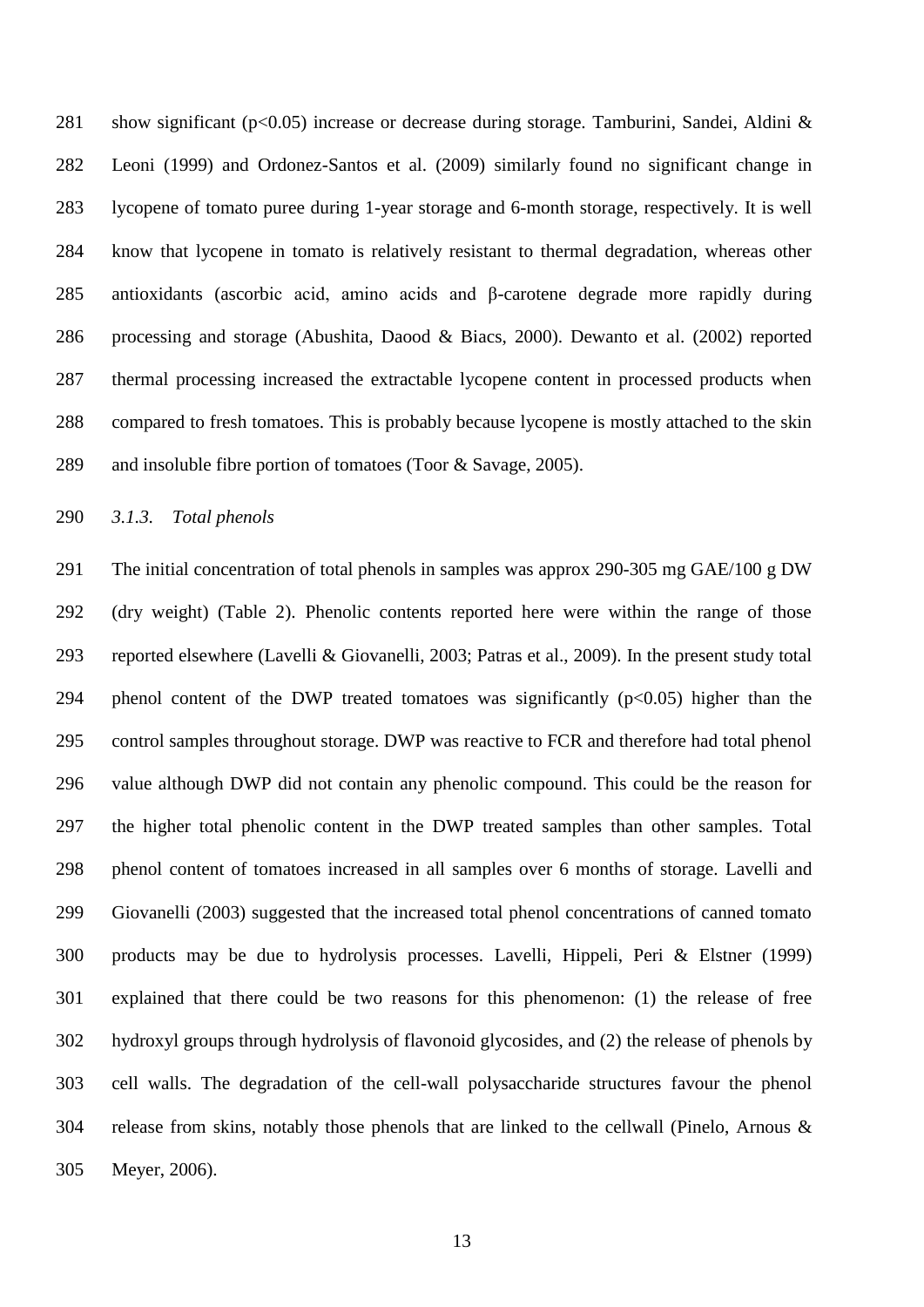show significant ($p<0.05$) increase or decrease during storage. Tamburini, Sandei, Aldini & Leoni (1999) and Ordonez-Santos et al. (2009) similarly found no significant change in lycopene of tomato puree during 1-year storage and 6-month storage, respectively. It is well know that lycopene in tomato is relatively resistant to thermal degradation, whereas other antioxidants (ascorbic acid, amino acids and β-carotene degrade more rapidly during processing and storage (Abushita, Daood & Biacs, 2000). Dewanto et al. (2002) reported thermal processing increased the extractable lycopene content in processed products when compared to fresh tomatoes. This is probably because lycopene is mostly attached to the skin and insoluble fibre portion of tomatoes (Toor & Savage, 2005).

### *3.1.3. Total phenols*

The initial concentration of total phenols in samples was approx 290-305 mg GAE/100 g DW (dry weight) (Table 2). Phenolic contents reported here were within the range of those reported elsewhere (Lavelli & Giovanelli, 2003; Patras et al., 2009). In the present study total phenol content of the DWP treated tomatoes was significantly ($p<0.05$) higher than the control samples throughout storage. DWP was reactive to FCR and therefore had total phenol value although DWP did not contain any phenolic compound. This could be the reason for the higher total phenolic content in the DWP treated samples than other samples. Total phenol content of tomatoes increased in all samples over 6 months of storage. Lavelli and Giovanelli (2003) suggested that the increased total phenol concentrations of canned tomato products may be due to hydrolysis processes. Lavelli, Hippeli, Peri & Elstner (1999) explained that there could be two reasons for this phenomenon: (1) the release of free hydroxyl groups through hydrolysis of flavonoid glycosides, and (2) the release of phenols by cell walls. The degradation of the cell-wall polysaccharide structures favour the phenol release from skins, notably those phenols that are linked to the cellwall (Pinelo, Arnous & Meyer, 2006).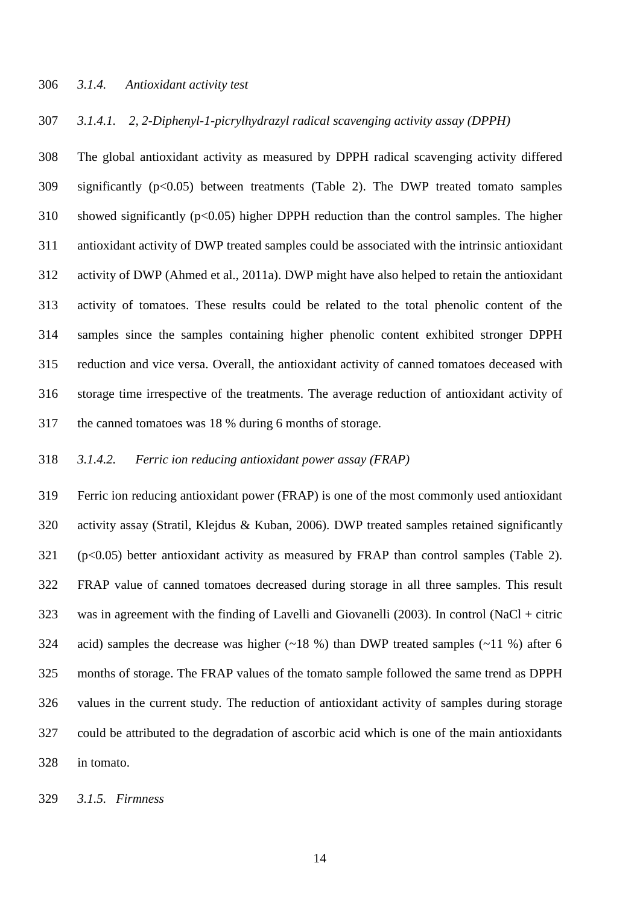### *3.1.4. Antioxidant activity test*

#### *3.1.4.1. 2, 2-Diphenyl-1-picrylhydrazyl radical scavenging activity assay (DPPH)*

The global antioxidant activity as measured by DPPH radical scavenging activity differed significantly ($p<0.05$) between treatments (Table 2). The DWP treated tomato samples showed significantly ($p<0.05$) higher DPPH reduction than the control samples. The higher antioxidant activity of DWP treated samples could be associated with the intrinsic antioxidant activity of DWP (Ahmed et al., 2011a). DWP might have also helped to retain the antioxidant activity of tomatoes. These results could be related to the total phenolic content of the samples since the samples containing higher phenolic content exhibited stronger DPPH reduction and vice versa. Overall, the antioxidant activity of canned tomatoes deceased with storage time irrespective of the treatments. The average reduction of antioxidant activity of the canned tomatoes was 18 % during 6 months of storage.

#### *3.1.4.2. Ferric ion reducing antioxidant power assay (FRAP)*

Ferric ion reducing antioxidant power (FRAP) is one of the most commonly used antioxidant activity assay (Stratil, Klejdus & Kuban, 2006). DWP treated samples retained significantly ($p<0.05$) better antioxidant activity as measured by FRAP than control samples (Table 2). FRAP value of canned tomatoes decreased during storage in all three samples. This result was in agreement with the finding of Lavelli and Giovanelli (2003). In control (NaCl + citric acid) samples the decrease was higher (~18 %) than DWP treated samples (~11 %) after 6 months of storage. The FRAP values of the tomato sample followed the same trend as DPPH values in the current study. The reduction of antioxidant activity of samples during storage could be attributed to the degradation of ascorbic acid which is one of the main antioxidants in tomato.

### *3.1.5. Firmness*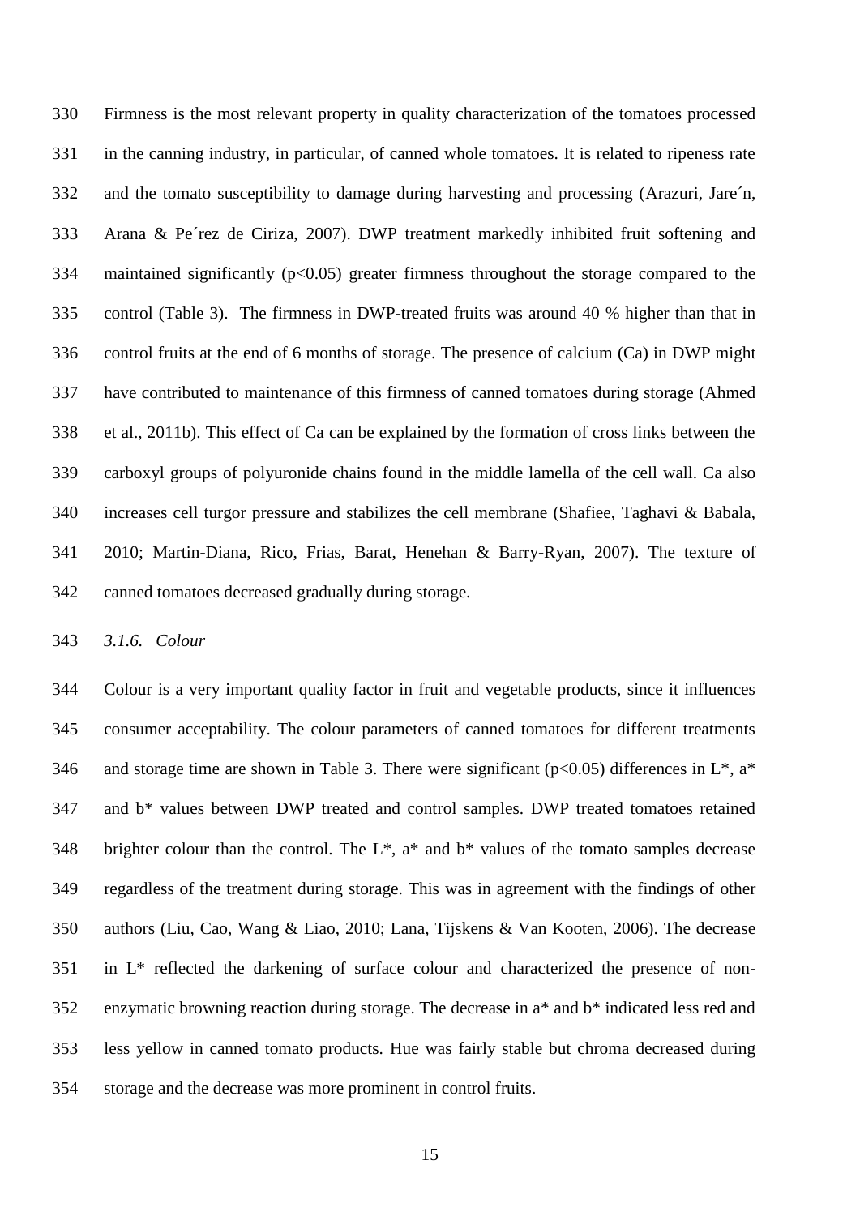Firmness is the most relevant property in quality characterization of the tomatoes processed in the canning industry, in particular, of canned whole tomatoes. It is related to ripeness rate and the tomato susceptibility to damage during harvesting and processing (Arazuri, Jare´n, Arana & Pe´rez de Ciriza, 2007). DWP treatment markedly inhibited fruit softening and maintained significantly ($p<0.05$) greater firmness throughout the storage compared to the control (Table 3). The firmness in DWP-treated fruits was around 40 % higher than that in control fruits at the end of 6 months of storage. The presence of calcium (Ca) in DWP might have contributed to maintenance of this firmness of canned tomatoes during storage (Ahmed et al., 2011b). This effect of Ca can be explained by the formation of cross links between the carboxyl groups of polyuronide chains found in the middle lamella of the cell wall. Ca also increases cell turgor pressure and stabilizes the cell membrane (Shafiee, Taghavi & Babala, 2010; Martin-Diana, Rico, Frias, Barat, Henehan & Barry-Ryan, 2007). The texture of canned tomatoes decreased gradually during storage.

### *3.1.6. Colour*

Colour is a very important quality factor in fruit and vegetable products, since it influences consumer acceptability. The colour parameters of canned tomatoes for different treatments and storage time are shown in Table 3. There were significant ($p<0.05$) differences in $L^*$, $a^*$ and $b^*$ values between DWP treated and control samples. DWP treated tomatoes retained brighter colour than the control. The $L^*$, $a^*$ and $b^*$ values of the tomato samples decrease regardless of the treatment during storage. This was in agreement with the findings of other authors (Liu, Cao, Wang & Liao, 2010; Lana, Tijskens & Van Kooten, 2006). The decrease in $L^*$ reflected the darkening of surface colour and characterized the presence of non-enzymatic browning reaction during storage. The decrease in $a^*$ and $b^*$ indicated less red and less yellow in canned tomato products. Hue was fairly stable but chroma decreased during storage and the decrease was more prominent in control fruits.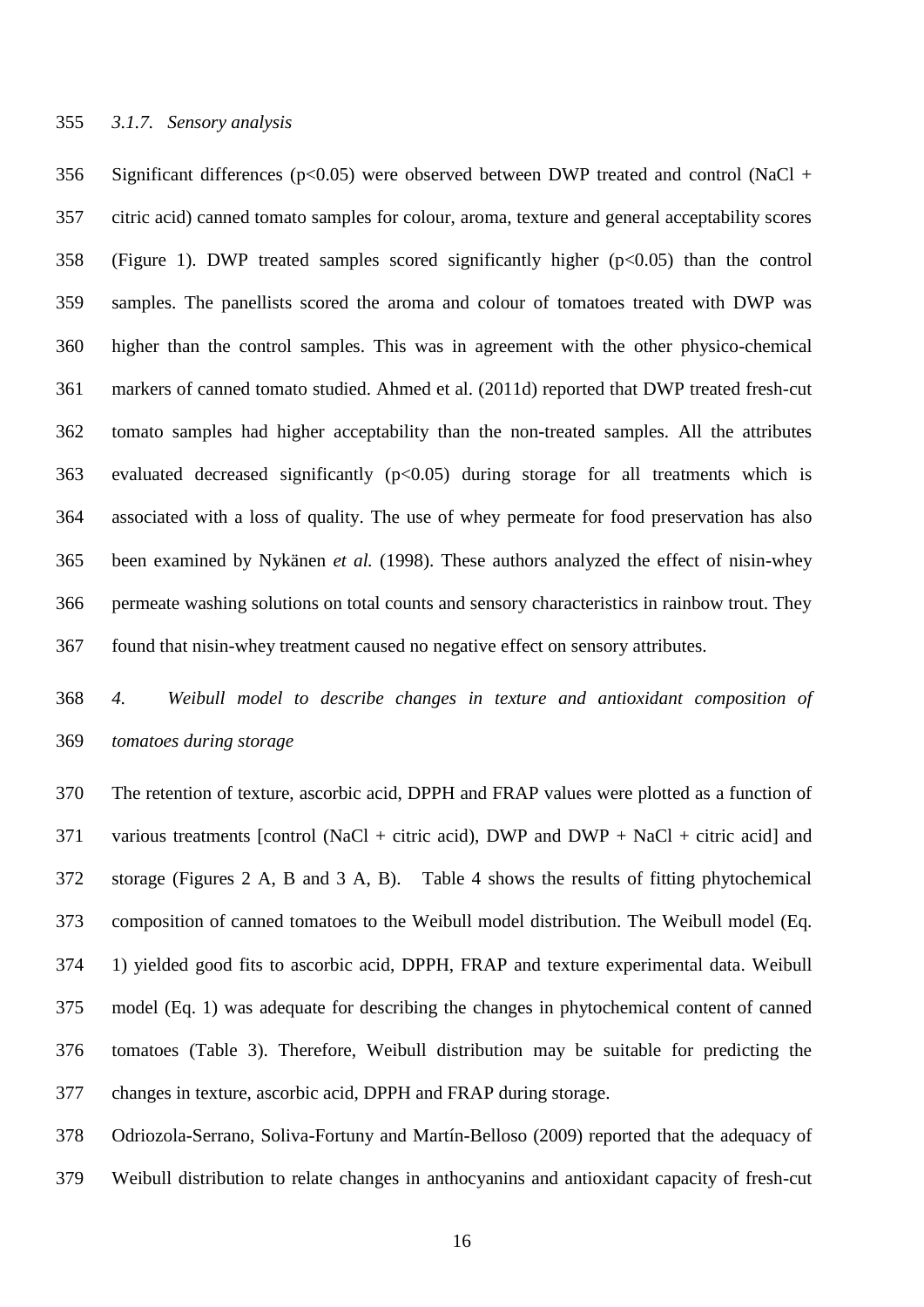### *3.1.7. Sensory analysis*

Significant differences ($p<0.05$) were observed between DWP treated and control (NaCl + citric acid) canned tomato samples for colour, aroma, texture and general acceptability scores (Figure 1). DWP treated samples scored significantly higher ($p<0.05$) than the control samples. The panellists scored the aroma and colour of tomatoes treated with DWP was higher than the control samples. This was in agreement with the other physico-chemical markers of canned tomato studied. Ahmed et al. (2011d) reported that DWP treated fresh-cut tomato samples had higher acceptability than the non-treated samples. All the attributes evaluated decreased significantly ($p<0.05$) during storage for all treatments which is associated with a loss of quality. The use of whey permeate for food preservation has also been examined by Nykänen *et al.* (1998). These authors analyzed the effect of nisin-whey permeate washing solutions on total counts and sensory characteristics in rainbow trout. They found that nisin-whey treatment caused no negative effect on sensory attributes.

## *4. Weibull model to describe changes in texture and antioxidant composition of tomatoes during storage*

The retention of texture, ascorbic acid, DPPH and FRAP values were plotted as a function of various treatments [control (NaCl + citric acid), DWP and DWP + NaCl + citric acid] and storage (Figures 2 A, B and 3 A, B). Table 4 shows the results of fitting phytochemical composition of canned tomatoes to the Weibull model distribution. The Weibull model (Eq. 1) yielded good fits to ascorbic acid, DPPH, FRAP and texture experimental data. Weibull model (Eq. 1) was adequate for describing the changes in phytochemical content of canned tomatoes (Table 3). Therefore, Weibull distribution may be suitable for predicting the changes in texture, ascorbic acid, DPPH and FRAP during storage.

Odriozola-Serrano, Soliva-Fortuny and Martín-Belloso (2009) reported that the adequacy of Weibull distribution to relate changes in anthocyanins and antioxidant capacity of fresh-cut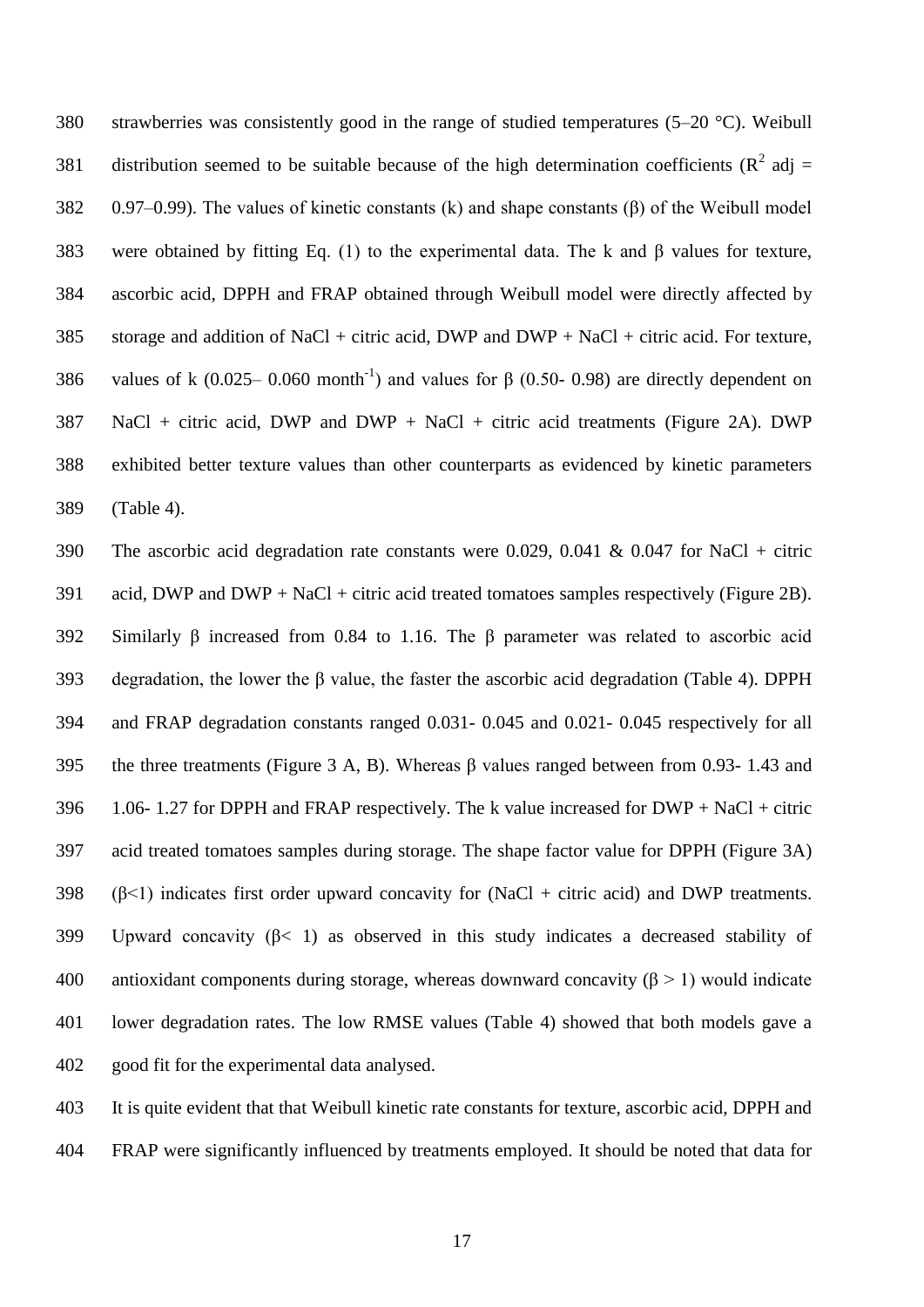strawberries was consistently good in the range of studied temperatures (5–20 °C). Weibull distribution seemed to be suitable because of the high determination coefficients ($R^2$ adj = 0.97–0.99). The values of kinetic constants (k) and shape constants (β) of the Weibull model were obtained by fitting Eq. (1) to the experimental data. The k and β values for texture, ascorbic acid, DPPH and FRAP obtained through Weibull model were directly affected by storage and addition of NaCl + citric acid, DWP and DWP + NaCl + citric acid. For texture, values of k (0.025– 0.060 month$^{-1}$) and values for β (0.50- 0.98) are directly dependent on NaCl + citric acid, DWP and DWP + NaCl + citric acid treatments (Figure 2A). DWP exhibited better texture values than other counterparts as evidenced by kinetic parameters (Table 4).

The ascorbic acid degradation rate constants were 0.029, 0.041 & 0.047 for NaCl + citric acid, DWP and DWP + NaCl + citric acid treated tomatoes samples respectively (Figure 2B). Similarly β increased from 0.84 to 1.16. The β parameter was related to ascorbic acid degradation, the lower the β value, the faster the ascorbic acid degradation (Table 4). DPPH and FRAP degradation constants ranged 0.031- 0.045 and 0.021- 0.045 respectively for all the three treatments (Figure 3 A, B). Whereas β values ranged between from 0.93- 1.43 and 1.06- 1.27 for DPPH and FRAP respectively. The k value increased for DWP + NaCl + citric acid treated tomatoes samples during storage. The shape factor value for DPPH (Figure 3A) ($\beta<1$) indicates first order upward concavity for (NaCl + citric acid) and DWP treatments. Upward concavity ($\beta< 1$) as observed in this study indicates a decreased stability of antioxidant components during storage, whereas downward concavity ($\beta > 1$) would indicate lower degradation rates. The low RMSE values (Table 4) showed that both models gave a good fit for the experimental data analysed.

It is quite evident that that Weibull kinetic rate constants for texture, ascorbic acid, DPPH and FRAP were significantly influenced by treatments employed. It should be noted that data for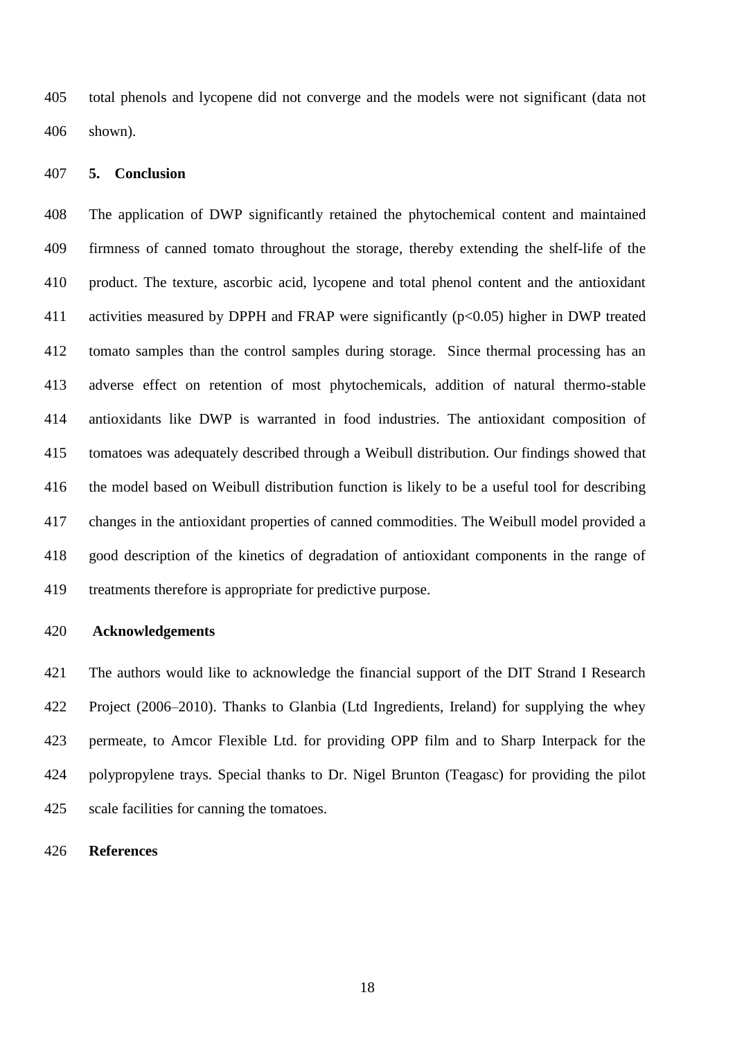total phenols and lycopene did not converge and the models were not significant (data not shown).

## 5. Conclusion

The application of DWP significantly retained the phytochemical content and maintained firmness of canned tomato throughout the storage, thereby extending the shelf-life of the product. The texture, ascorbic acid, lycopene and total phenol content and the antioxidant activities measured by DPPH and FRAP were significantly ($p<0.05$) higher in DWP treated tomato samples than the control samples during storage. Since thermal processing has an adverse effect on retention of most phytochemicals, addition of natural thermo-stable antioxidants like DWP is warranted in food industries. The antioxidant composition of tomatoes was adequately described through a Weibull distribution. Our findings showed that the model based on Weibull distribution function is likely to be a useful tool for describing changes in the antioxidant properties of canned commodities. The Weibull model provided a good description of the kinetics of degradation of antioxidant components in the range of treatments therefore is appropriate for predictive purpose.

## Acknowledgements

The authors would like to acknowledge the financial support of the DIT Strand I Research Project (2006–2010). Thanks to Glanbia (Ltd Ingredients, Ireland) for supplying the whey permeate, to Amcor Flexible Ltd. for providing OPP film and to Sharp Interpack for the polypropylene trays. Special thanks to Dr. Nigel Brunton (Teagasc) for providing the pilot scale facilities for canning the tomatoes.

## References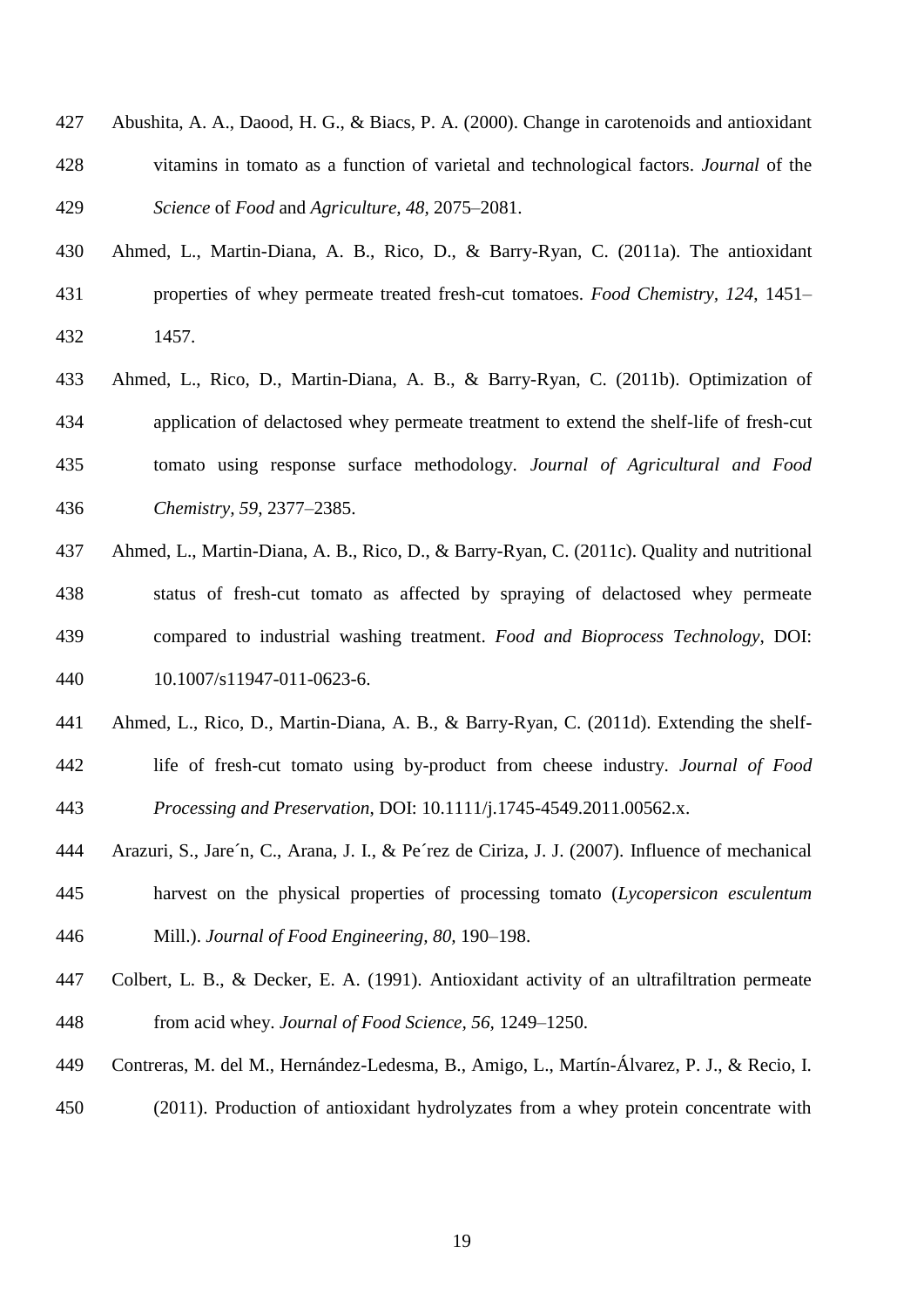Abushita, A. A., Daood, H. G., & Biacs, P. A. (2000). Change in carotenoids and antioxidant vitamins in tomato as a function of varietal and technological factors. *Journal* of the *Science* of *Food* and *Agriculture*, *48*, 2075–2081.

Ahmed, L., Martin-Diana, A. B., Rico, D., & Barry-Ryan, C. (2011a). The antioxidant properties of whey permeate treated fresh-cut tomatoes. *Food Chemistry*, *124*, 1451–1457.

Ahmed, L., Rico, D., Martin-Diana, A. B., & Barry-Ryan, C. (2011b). Optimization of application of delactosed whey permeate treatment to extend the shelf-life of fresh-cut tomato using response surface methodology. *Journal of Agricultural and Food Chemistry*, *59*, 2377–2385.

Ahmed, L., Martin-Diana, A. B., Rico, D., & Barry-Ryan, C. (2011c). Quality and nutritional status of fresh-cut tomato as affected by spraying of delactosed whey permeate compared to industrial washing treatment. *Food and Bioprocess Technology*, DOI: 10.1007/s11947-011-0623-6.

Ahmed, L., Rico, D., Martin-Diana, A. B., & Barry-Ryan, C. (2011d). Extending the shelf-life of fresh-cut tomato using by-product from cheese industry. *Journal of Food Processing and Preservation*, DOI: 10.1111/j.1745-4549.2011.00562.x.

Arazuri, S., Jare´n, C., Arana, J. I., & Pe´rez de Ciriza, J. J. (2007). Influence of mechanical harvest on the physical properties of processing tomato (*Lycopersicon esculentum* Mill.). *Journal of Food Engineering*, *80*, 190–198.

Colbert, L. B., & Decker, E. A. (1991). Antioxidant activity of an ultrafiltration permeate from acid whey. *Journal of Food Science*, *56*, 1249–1250.

Contreras, M. del M., Hernández-Ledesma, B., Amigo, L., Martín-Álvarez, P. J., & Recio, I. (2011). Production of antioxidant hydrolyzates from a whey protein concentrate with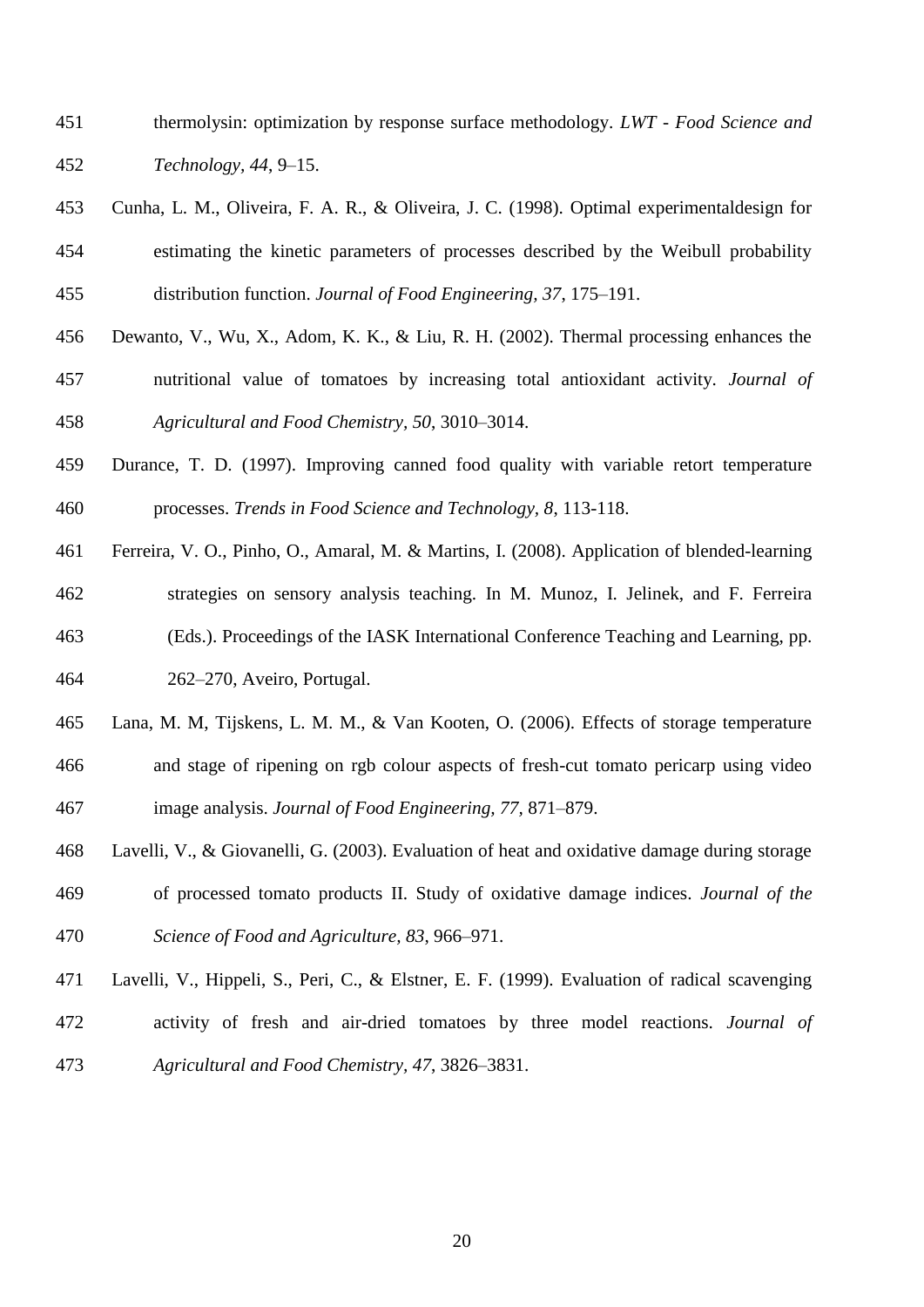thermolysin: optimization by response surface methodology. *LWT - Food Science and Technology, 44*, 9–15.

Cunha, L. M., Oliveira, F. A. R., & Oliveira, J. C. (1998). Optimal experimentaldesign for estimating the kinetic parameters of processes described by the Weibull probability distribution function. *Journal of Food Engineering, 37*, 175–191.

Dewanto, V., Wu, X., Adom, K. K., & Liu, R. H. (2002). Thermal processing enhances the nutritional value of tomatoes by increasing total antioxidant activity. *Journal of Agricultural and Food Chemistry, 50*, 3010–3014.

Durance, T. D. (1997). Improving canned food quality with variable retort temperature processes. *Trends in Food Science and Technology, 8*, 113-118.

Ferreira, V. O., Pinho, O., Amaral, M. & Martins, I. (2008). Application of blended-learning strategies on sensory analysis teaching. In M. Munoz, I. Jelinek, and F. Ferreira (Eds.). Proceedings of the IASK International Conference Teaching and Learning, pp. 262–270, Aveiro, Portugal.

Lana, M. M, Tijskens, L. M. M., & Van Kooten, O. (2006). Effects of storage temperature and stage of ripening on rgb colour aspects of fresh-cut tomato pericarp using video image analysis. *Journal of Food Engineering, 77*, 871–879.

Lavelli, V., & Giovanelli, G. (2003). Evaluation of heat and oxidative damage during storage of processed tomato products II. Study of oxidative damage indices. *Journal of the Science of Food and Agriculture, 83*, 966–971.

Lavelli, V., Hippeli, S., Peri, C., & Elstner, E. F. (1999). Evaluation of radical scavenging activity of fresh and air-dried tomatoes by three model reactions. *Journal of Agricultural and Food Chemistry, 47*, 3826–3831.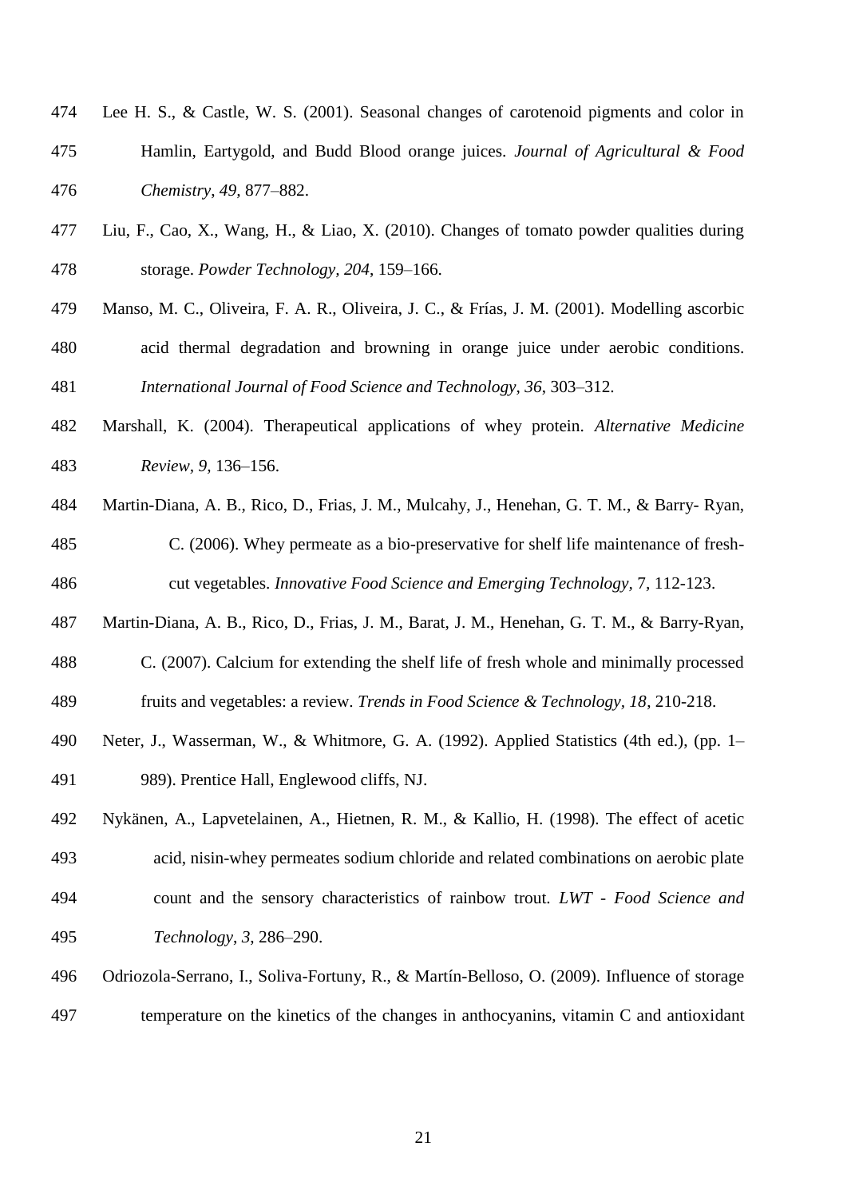Lee H. S., & Castle, W. S. (2001). Seasonal changes of carotenoid pigments and color in Hamlin, Eartygold, and Budd Blood orange juices. *Journal of Agricultural & Food Chemistry*, *49*, 877–882.

Liu, F., Cao, X., Wang, H., & Liao, X. (2010). Changes of tomato powder qualities during storage. *Powder Technology*, *204*, 159–166.

Manso, M. C., Oliveira, F. A. R., Oliveira, J. C., & Frías, J. M. (2001). Modelling ascorbic acid thermal degradation and browning in orange juice under aerobic conditions. *International Journal of Food Science and Technology*, *36*, 303–312.

Marshall, K. (2004). Therapeutical applications of whey protein. *Alternative Medicine Review*, *9*, 136–156.

Martin-Diana, A. B., Rico, D., Frias, J. M., Mulcahy, J., Henehan, G. T. M., & Barry- Ryan, C. (2006). Whey permeate as a bio-preservative for shelf life maintenance of fresh-cut vegetables. *Innovative Food Science and Emerging Technology*, 7, 112-123.

Martin-Diana, A. B., Rico, D., Frias, J. M., Barat, J. M., Henehan, G. T. M., & Barry-Ryan, C. (2007). Calcium for extending the shelf life of fresh whole and minimally processed fruits and vegetables: a review. *Trends in Food Science & Technology*, *18*, 210-218.

Neter, J., Wasserman, W., & Whitmore, G. A. (1992). Applied Statistics (4th ed.), (pp. 1–989). Prentice Hall, Englewood cliffs, NJ.

Nykänen, A., Lapvetelainen, A., Hietnen, R. M., & Kallio, H. (1998). The effect of acetic acid, nisin-whey permeates sodium chloride and related combinations on aerobic plate count and the sensory characteristics of rainbow trout. *LWT - Food Science and Technology*, *3*, 286–290.

Odriozola-Serrano, I., Soliva-Fortuny, R., & Martín-Belloso, O. (2009). Influence of storage temperature on the kinetics of the changes in anthocyanins, vitamin C and antioxidant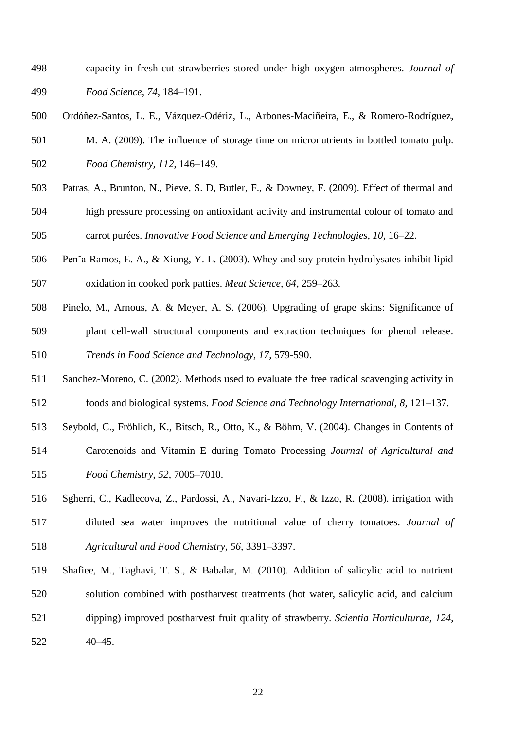capacity in fresh-cut strawberries stored under high oxygen atmospheres. *Journal of Food Science*, *74*, 184–191.

Ordóñez-Santos, L. E., Vázquez-Odériz, L., Arbones-Maciñeira, E., & Romero-Rodríguez, M. A. (2009). The influence of storage time on micronutrients in bottled tomato pulp. *Food Chemistry, 112*, 146–149.

Patras, A., Brunton, N., Pieve, S. D, Butler, F., & Downey, F. (2009). Effect of thermal and high pressure processing on antioxidant activity and instrumental colour of tomato and carrot purées. *Innovative Food Science and Emerging Technologies, 10*, 16–22.

Pen˜a-Ramos, E. A., & Xiong, Y. L. (2003). Whey and soy protein hydrolysates inhibit lipid oxidation in cooked pork patties. *Meat Science, 64,* 259–263.

Pinelo, M., Arnous, A. & Meyer, A. S. (2006). Upgrading of grape skins: Significance of plant cell-wall structural components and extraction techniques for phenol release. *Trends in Food Science and Technology, 17,* 579-590.

Sanchez-Moreno, C. (2002). Methods used to evaluate the free radical scavenging activity in foods and biological systems. *Food Science and Technology International, 8,* 121–137.

Seybold, C., Fröhlich, K., Bitsch, R., Otto, K., & Böhm, V. (2004). Changes in Contents of Carotenoids and Vitamin E during Tomato Processing *Journal of Agricultural and Food Chemistry*, *52*, 7005–7010.

Sgherri, C., Kadlecova, Z., Pardossi, A., Navari-Izzo, F., & Izzo, R. (2008). irrigation with diluted sea water improves the nutritional value of cherry tomatoes. *Journal of Agricultural and Food Chemistry, 56,* 3391–3397.

Shafiee, M., Taghavi, T. S., & Babalar, M. (2010). Addition of salicylic acid to nutrient solution combined with postharvest treatments (hot water, salicylic acid, and calcium dipping) improved postharvest fruit quality of strawberry. *Scientia Horticulturae, 124*, 40–45.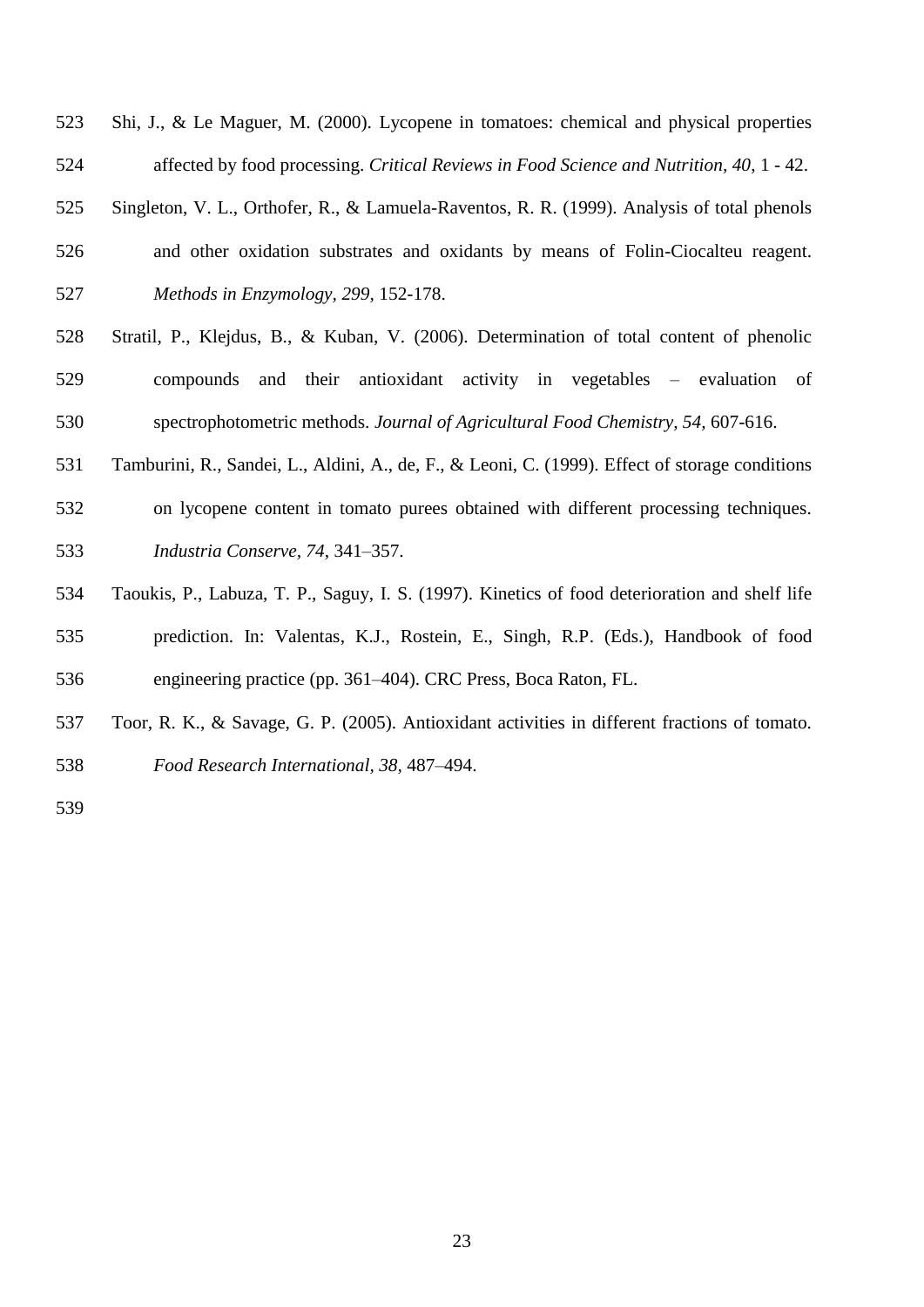Shi, J., & Le Maguer, M. (2000). Lycopene in tomatoes: chemical and physical properties affected by food processing. *Critical Reviews in Food Science and Nutrition, 40*, 1 - 42.

Singleton, V. L., Orthofer, R., & Lamuela-Raventos, R. R. (1999). Analysis of total phenols and other oxidation substrates and oxidants by means of Folin-Ciocalteu reagent. *Methods in Enzymology, 299*, 152-178.

Stratil, P., Klejdus, B., & Kuban, V. (2006). Determination of total content of phenolic compounds and their antioxidant activity in vegetables – evaluation of spectrophotometric methods. *Journal of Agricultural Food Chemistry, 54*, 607-616.

Tamburini, R., Sandei, L., Aldini, A., de, F., & Leoni, C. (1999). Effect of storage conditions on lycopene content in tomato purees obtained with different processing techniques. *Industria Conserve, 74*, 341–357.

Taoukis, P., Labuza, T. P., Saguy, I. S. (1997). Kinetics of food deterioration and shelf life prediction. In: Valentas, K.J., Rostein, E., Singh, R.P. (Eds.), Handbook of food engineering practice (pp. 361–404). CRC Press, Boca Raton, FL.

Toor, R. K., & Savage, G. P. (2005). Antioxidant activities in different fractions of tomato. *Food Research International, 38*, 487–494.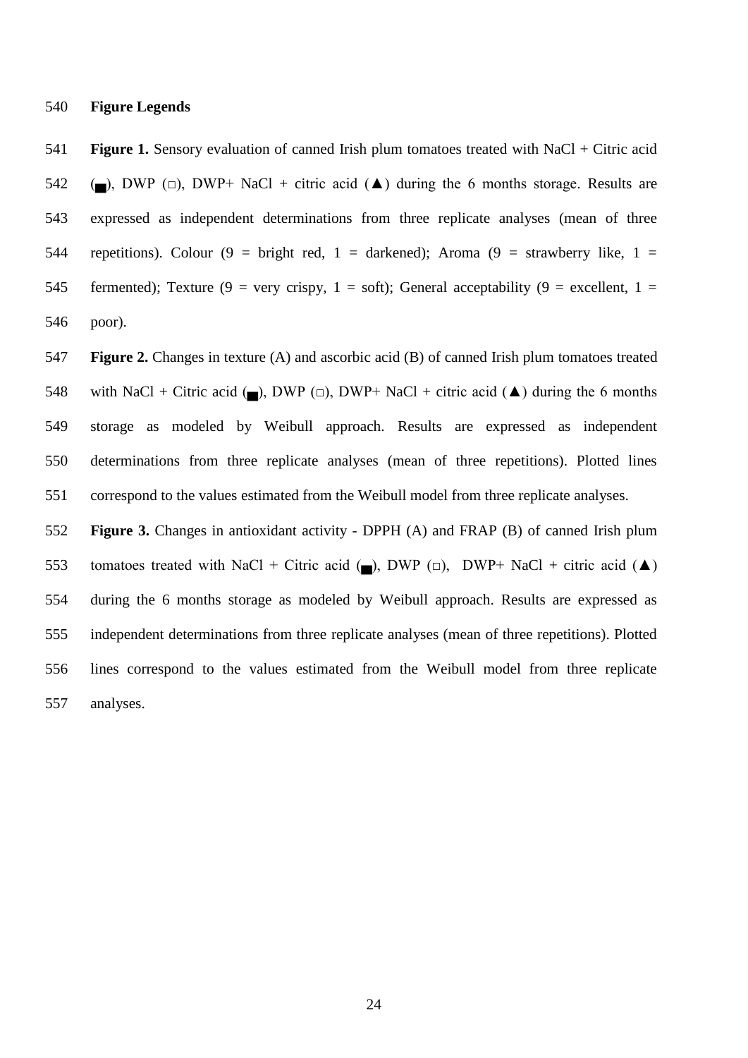**Figure Legends**

**Figure 1.** Sensory evaluation of canned Irish plum tomatoes treated with NaCl + Citric acid (■), DWP (□), DWP+ NaCl + citric acid (▲) during the 6 months storage. Results are expressed as independent determinations from three replicate analyses (mean of three repetitions). Colour (9 = bright red, 1 = darkened); Aroma (9 = strawberry like, 1 = fermented); Texture (9 = very crispy, 1 = soft); General acceptability (9 = excellent, 1 = poor).

**Figure 2.** Changes in texture (A) and ascorbic acid (B) of canned Irish plum tomatoes treated with NaCl + Citric acid (■), DWP (□), DWP+ NaCl + citric acid (▲) during the 6 months storage as modeled by Weibull approach. Results are expressed as independent determinations from three replicate analyses (mean of three repetitions). Plotted lines correspond to the values estimated from the Weibull model from three replicate analyses.

**Figure 3.** Changes in antioxidant activity - DPPH (A) and FRAP (B) of canned Irish plum tomatoes treated with NaCl + Citric acid (■), DWP (□), DWP+ NaCl + citric acid (▲) during the 6 months storage as modeled by Weibull approach. Results are expressed as independent determinations from three replicate analyses (mean of three repetitions). Plotted lines correspond to the values estimated from the Weibull model from three replicate analyses.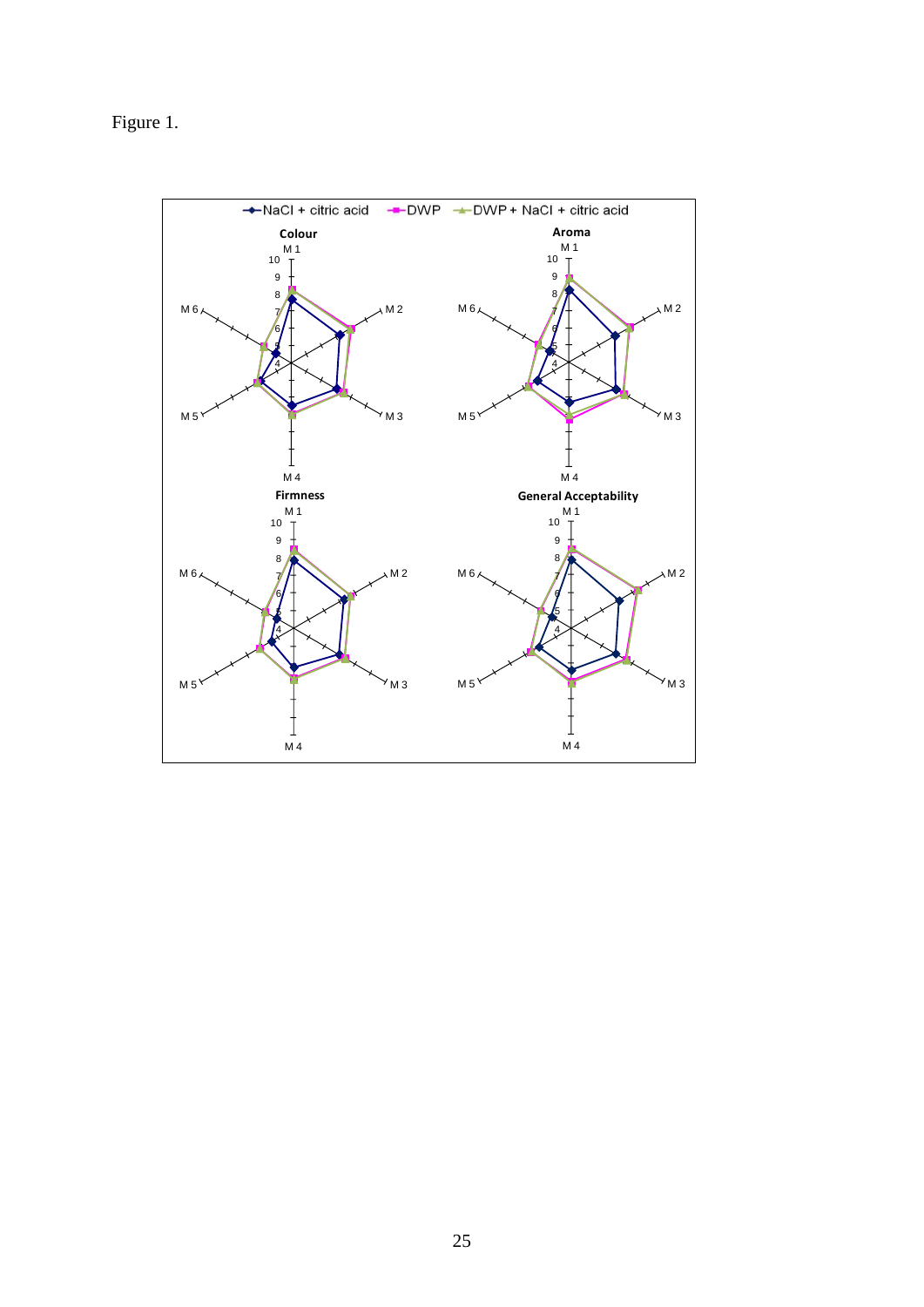Figure 1.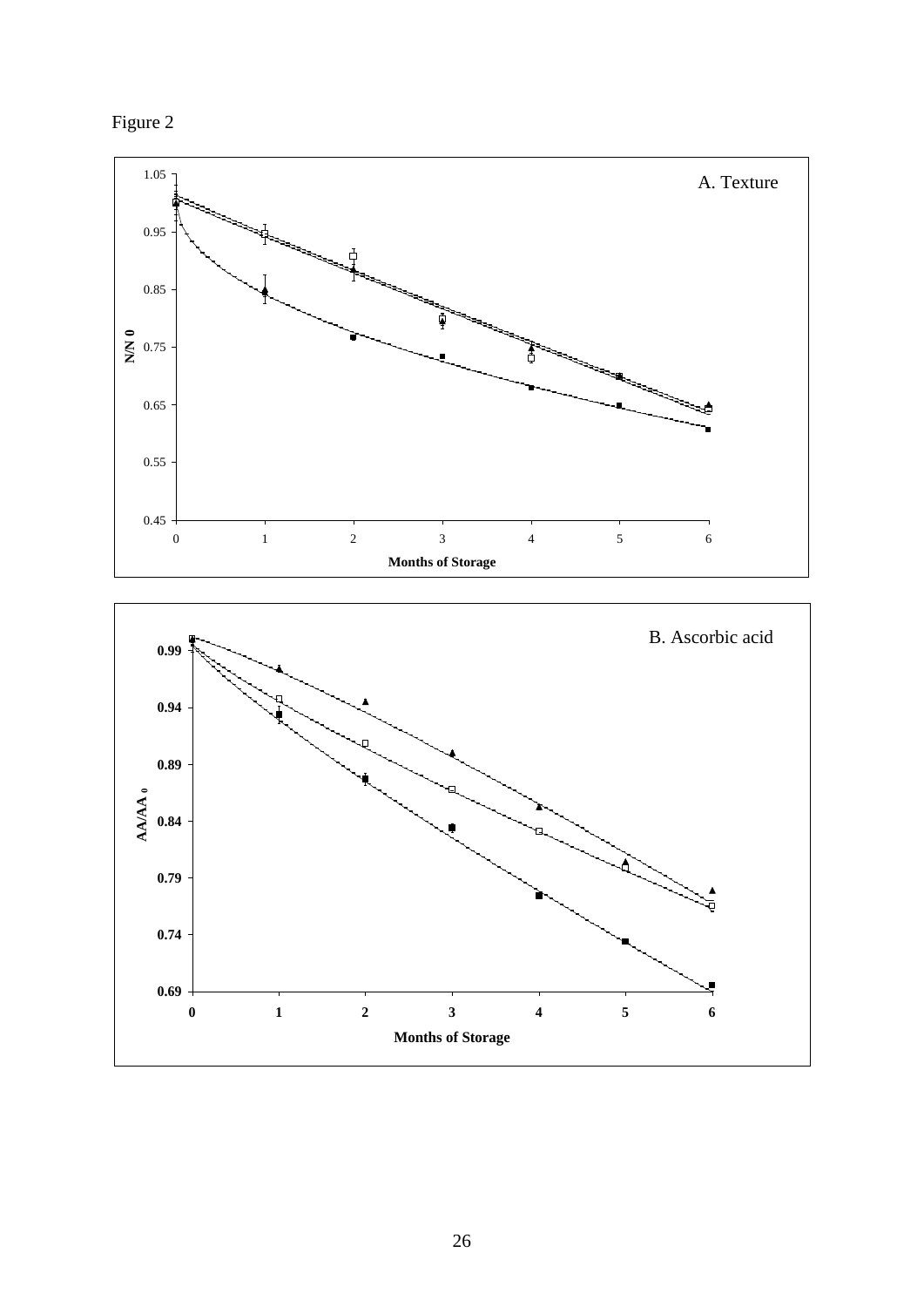Figure 2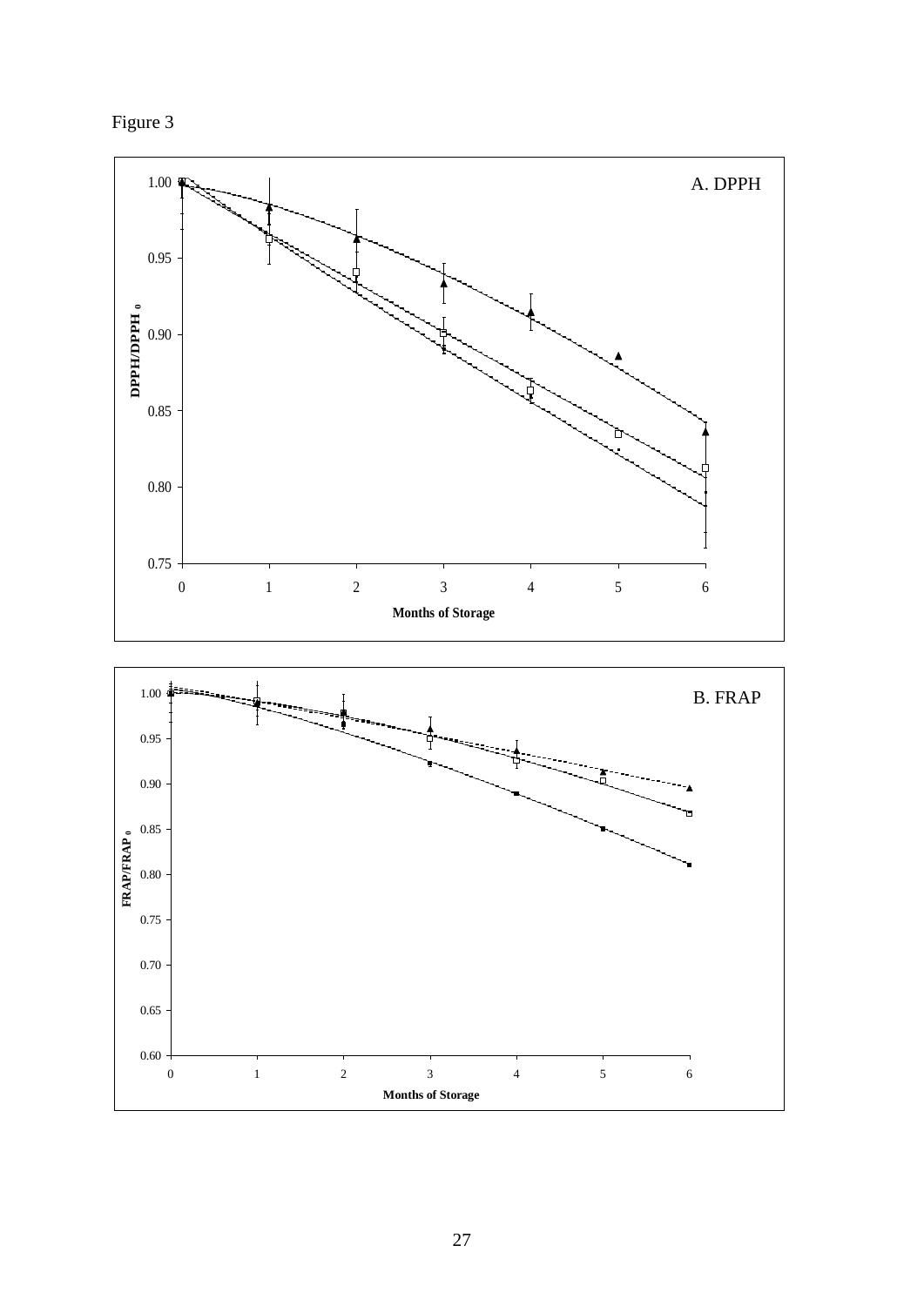Figure 3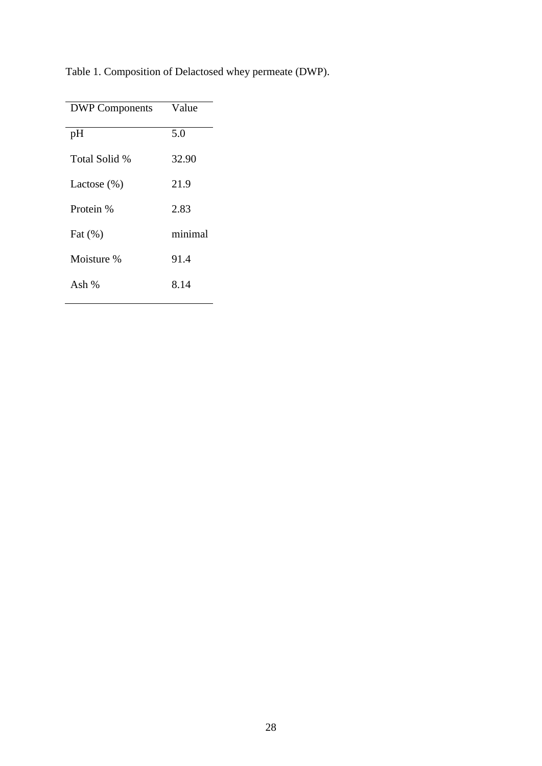Table 1. Composition of Delactosed whey permeate (DWP).

| DWP Components | Value |
| --- | --- |
| pH | 5.0 |
| Total Solid % | 32.90 |
| Lactose (%) | 21.9 |
| Protein % | 2.83 |
| Fat (%) | minimal |
| Moisture % | 91.4 |
| Ash % | 8.14 |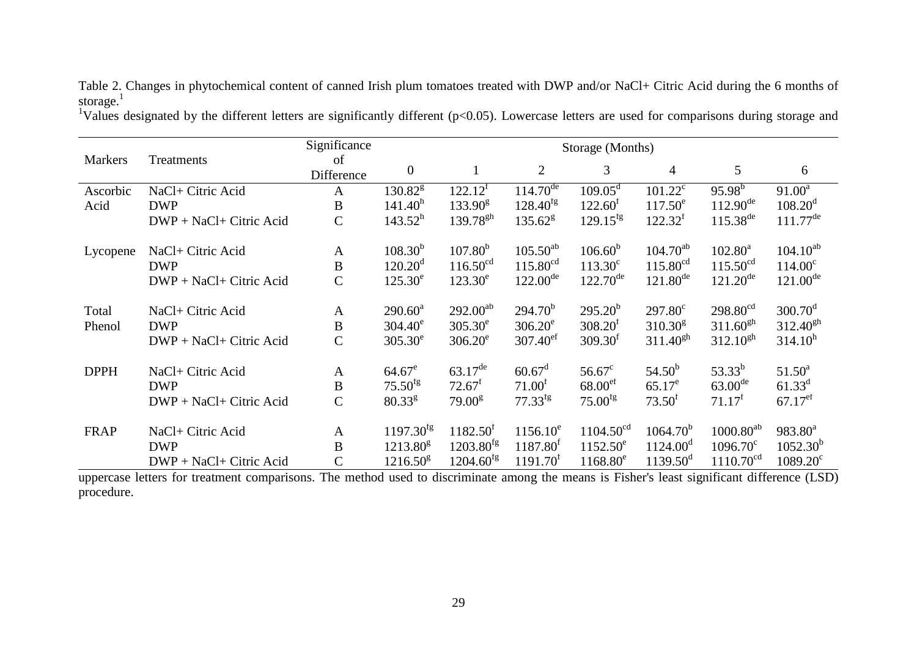Table 2. Changes in phytochemical content of canned Irish plum tomatoes treated with DWP and/or NaCl+ Citric Acid during the 6 months of storage.[1]

| Markers | Treatments | Significance of Difference | Storage (Months) | | | | | | |
|---|---|---|---|---|---|---|---|---|---|
| | | | 0 | 1 | 2 | 3 | 4 | 5 | 6 |
| Ascorbic Acid | NaCl+ Citric Acid | A | $130.82^{g}$ | $122.12^{f}$ | $114.70^{de}$ | $109.05^{d}$ | $101.22^{c}$ | $95.98^{b}$ | $91.00^{a}$ |
| | DWP | B | $141.40^{h}$ | $133.90^{g}$ | $128.40^{fg}$ | $122.60^{f}$ | $117.50^{e}$ | $112.90^{de}$ | $108.20^{d}$ |
| | DWP + NaCl+ Citric Acid | C | $143.52^{h}$ | $139.78^{gh}$ | $135.62^{g}$ | $129.15^{fg}$ | $122.32^{f}$ | $115.38^{de}$ | $111.77^{de}$ |
| Lycopene | NaCl+ Citric Acid | A | $108.30^{b}$ | $107.80^{b}$ | $105.50^{ab}$ | $106.60^{b}$ | $104.70^{ab}$ | $102.80^{a}$ | $104.10^{ab}$ |
| | DWP | B | $120.20^{d}$ | $116.50^{cd}$ | $115.80^{cd}$ | $113.30^{c}$ | $115.80^{cd}$ | $115.50^{cd}$ | $114.00^{c}$ |
| | DWP + NaCl+ Citric Acid | C | $125.30^{e}$ | $123.30^{e}$ | $122.00^{de}$ | $122.70^{de}$ | $121.80^{de}$ | $121.20^{de}$ | $121.00^{de}$ |
| Total Phenol | NaCl+ Citric Acid | A | $290.60^{a}$ | $292.00^{ab}$ | $294.70^{b}$ | $295.20^{b}$ | $297.80^{c}$ | $298.80^{cd}$ | $300.70^{d}$ |
| | DWP | B | $304.40^{e}$ | $305.30^{e}$ | $306.20^{e}$ | $308.20^{f}$ | $310.30^{g}$ | $311.60^{gh}$ | $312.40^{gh}$ |
| | DWP + NaCl+ Citric Acid | C | $305.30^{e}$ | $306.20^{e}$ | $307.40^{ef}$ | $309.30^{f}$ | $311.40^{gh}$ | $312.10^{gh}$ | $314.10^{h}$ |
| DPPH | NaCl+ Citric Acid | A | $64.67^{e}$ | $63.17^{de}$ | $60.67^{d}$ | $56.67^{c}$ | $54.50^{b}$ | $53.33^{b}$ | $51.50^{a}$ |
| | DWP | B | $75.50^{fg}$ | $72.67^{f}$ | $71.00^{f}$ | $68.00^{ef}$ | $65.17^{e}$ | $63.00^{de}$ | $61.33^{d}$ |
| | DWP + NaCl+ Citric Acid | C | $80.33^{g}$ | $79.00^{g}$ | $77.33^{fg}$ | $75.00^{fg}$ | $73.50^{f}$ | $71.17^{f}$ | $67.17^{ef}$ |
| FRAP | NaCl+ Citric Acid | A | $1197.30^{fg}$ | $1182.50^{f}$ | $1156.10^{e}$ | $1104.50^{cd}$ | $1064.70^{b}$ | $1000.80^{ab}$ | $983.80^{a}$ |
| | DWP | B | $1213.80^{g}$ | $1203.80^{fg}$ | $1187.80^{f}$ | $1152.50^{e}$ | $1124.00^{d}$ | $1096.70^{c}$ | $1052.30^{b}$ |
| | DWP + NaCl+ Citric Acid | C | $1216.50^{g}$ | $1204.60^{fg}$ | $1191.70^{f}$ | $1168.80^{e}$ | $1139.50^{d}$ | $1110.70^{cd}$ | $1089.20^{c}$ |

[1]Values designated by the different letters are significantly different ($p<0.05$). Lowercase letters are used for comparisons during storage and uppercase letters for treatment comparisons. The method used to discriminate among the means is Fisher's least significant difference (LSD) procedure.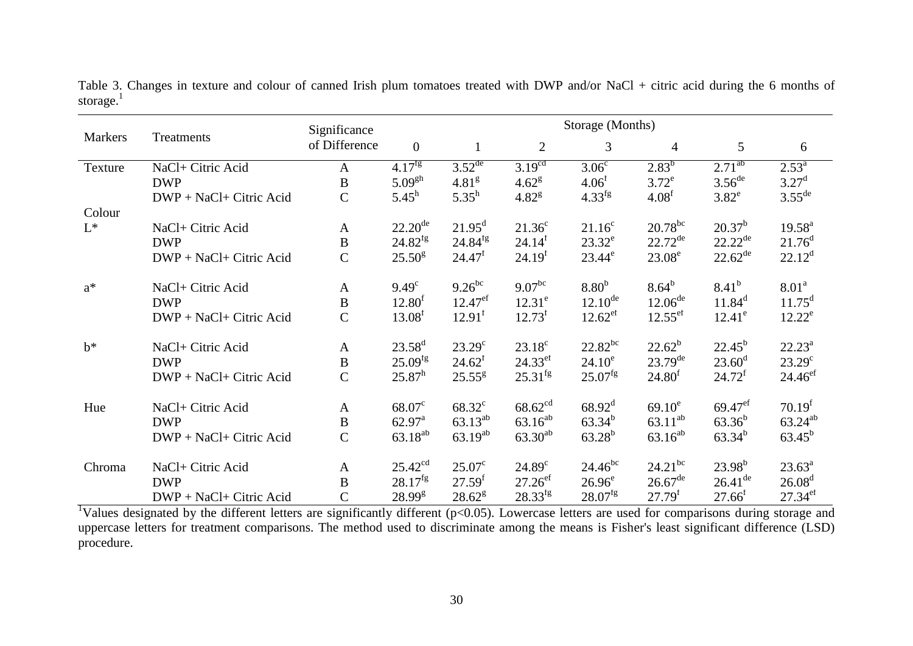Table 3. Changes in texture and colour of canned Irish plum tomatoes treated with DWP and/or NaCl + citric acid during the 6 months of storage.[1]

| Markers | Treatments | Significance of Difference | Storage (Months) | | | | | | |
|---|---|---|---|---|---|---|---|---|---|
| | | | 0 | 1 | 2 | 3 | 4 | 5 | 6 |
| Texture | NaCl+ Citric Acid | A | $4.17^{fg}$ | $3.52^{de}$ | $3.19^{cd}$ | $3.06^{c}$ | $2.83^{b}$ | $2.71^{ab}$ | $2.53^{a}$ |
| | DWP | B | $5.09^{gh}$ | $4.81^{g}$ | $4.62^{g}$ | $4.06^{f}$ | $3.72^{e}$ | $3.56^{de}$ | $3.27^{d}$ |
| | DWP + NaCl+ Citric Acid | C | $5.45^{h}$ | $5.35^{h}$ | $4.82^{g}$ | $4.33^{fg}$ | $4.08^{f}$ | $3.82^{e}$ | $3.55^{de}$ |
| Colour | | | | | | | | | |
| L* | NaCl+ Citric Acid | A | $22.20^{de}$ | $21.95^{d}$ | $21.36^{c}$ | $21.16^{c}$ | $20.78^{bc}$ | $20.37^{b}$ | $19.58^{a}$ |
| | DWP | B | $24.82^{fg}$ | $24.84^{fg}$ | $24.14^{f}$ | $23.32^{e}$ | $22.72^{de}$ | $22.22^{de}$ | $21.76^{d}$ |
| | DWP + NaCl+ Citric Acid | C | $25.50^{g}$ | $24.47^{f}$ | $24.19^{f}$ | $23.44^{e}$ | $23.08^{e}$ | $22.62^{de}$ | $22.12^{d}$ |
| a* | NaCl+ Citric Acid | A | $9.49^{c}$ | $9.26^{bc}$ | $9.07^{bc}$ | $8.80^{b}$ | $8.64^{b}$ | $8.41^{b}$ | $8.01^{a}$ |
| | DWP | B | $12.80^{f}$ | $12.47^{ef}$ | $12.31^{e}$ | $12.10^{de}$ | $12.06^{de}$ | $11.84^{d}$ | $11.75^{d}$ |
| | DWP + NaCl+ Citric Acid | C | $13.08^{f}$ | $12.91^{f}$ | $12.73^{f}$ | $12.62^{ef}$ | $12.55^{ef}$ | $12.41^{e}$ | $12.22^{e}$ |
| b* | NaCl+ Citric Acid | A | $23.58^{d}$ | $23.29^{c}$ | $23.18^{c}$ | $22.82^{bc}$ | $22.62^{b}$ | $22.45^{b}$ | $22.23^{a}$ |
| | DWP | B | $25.09^{fg}$ | $24.62^{f}$ | $24.33^{ef}$ | $24.10^{e}$ | $23.79^{de}$ | $23.60^{d}$ | $23.29^{c}$ |
| | DWP + NaCl+ Citric Acid | C | $25.87^{h}$ | $25.55^{g}$ | $25.31^{fg}$ | $25.07^{fg}$ | $24.80^{f}$ | $24.72^{f}$ | $24.46^{ef}$ |
| Hue | NaCl+ Citric Acid | A | $68.07^{c}$ | $68.32^{c}$ | $68.62^{cd}$ | $68.92^{d}$ | $69.10^{e}$ | $69.47^{ef}$ | $70.19^{f}$ |
| | DWP | B | $62.97^{a}$ | $63.13^{ab}$ | $63.16^{ab}$ | $63.34^{b}$ | $63.11^{ab}$ | $63.36^{b}$ | $63.24^{ab}$ |
| | DWP + NaCl+ Citric Acid | C | $63.18^{ab}$ | $63.19^{ab}$ | $63.30^{ab}$ | $63.28^{b}$ | $63.16^{ab}$ | $63.34^{b}$ | $63.45^{b}$ |
| Chroma | NaCl+ Citric Acid | A | $25.42^{cd}$ | $25.07^{c}$ | $24.89^{c}$ | $24.46^{bc}$ | $24.21^{bc}$ | $23.98^{b}$ | $23.63^{a}$ |
| | DWP | B | $28.17^{fg}$ | $27.59^{f}$ | $27.26^{ef}$ | $26.96^{e}$ | $26.67^{de}$ | $26.41^{de}$ | $26.08^{d}$ |
| | DWP + NaCl+ Citric Acid | C | $28.99^{g}$ | $28.62^{g}$ | $28.33^{fg}$ | $28.07^{fg}$ | $27.79^{f}$ | $27.66^{f}$ | $27.34^{ef}$ |

[1]Values designated by the different letters are significantly different ($p<0.05$). Lowercase letters are used for comparisons during storage and uppercase letters for treatment comparisons. The method used to discriminate among the means is Fisher's least significant difference (LSD) procedure.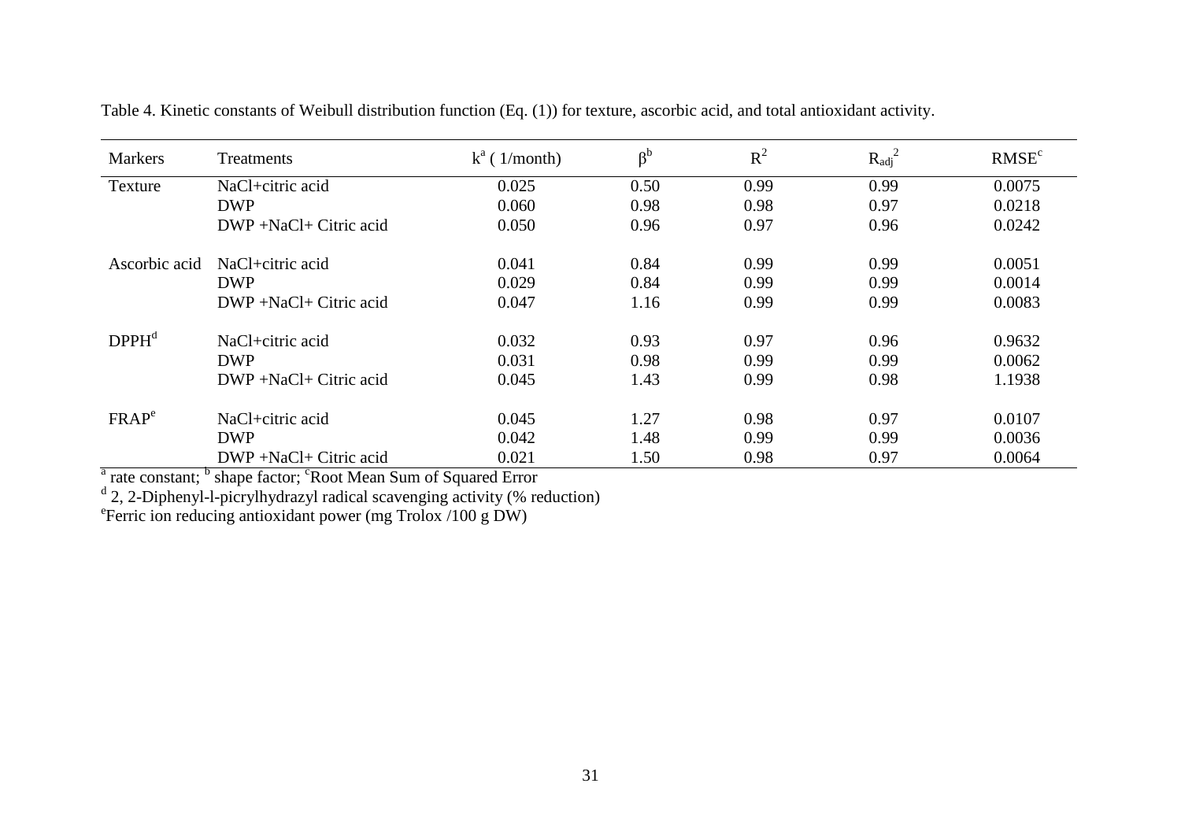Table 4. Kinetic constants of Weibull distribution function (Eq. (1)) for texture, ascorbic acid, and total antioxidant activity.

| Markers | Treatments | $k^a$ (1/month) | $\beta^b$ | $R^2$ | $R_{adj}^2$ | $RMSE^c$ |
|---|---|---|---|---|---|---|
| Texture | NaCl+citric acid | 0.025 | 0.50 | 0.99 | 0.99 | 0.0075 |
| | DWP | 0.060 | 0.98 | 0.98 | 0.97 | 0.0218 |
| | DWP +NaCl+ Citric acid | 0.050 | 0.96 | 0.97 | 0.96 | 0.0242 |
| Ascorbic acid | NaCl+citric acid | 0.041 | 0.84 | 0.99 | 0.99 | 0.0051 |
| | DWP | 0.029 | 0.84 | 0.99 | 0.99 | 0.0014 |
| | DWP +NaCl+ Citric acid | 0.047 | 1.16 | 0.99 | 0.99 | 0.0083 |
| $DPPH^d$ | NaCl+citric acid | 0.032 | 0.93 | 0.97 | 0.96 | 0.9632 |
| | DWP | 0.031 | 0.98 | 0.99 | 0.99 | 0.0062 |
| | DWP +NaCl+ Citric acid | 0.045 | 1.43 | 0.99 | 0.98 | 1.1938 |
| $FRAP^e$ | NaCl+citric acid | 0.045 | 1.27 | 0.98 | 0.97 | 0.0107 |
| | DWP | 0.042 | 1.48 | 0.99 | 0.99 | 0.0036 |
| | DWP +NaCl+ Citric acid | 0.021 | 1.50 | 0.98 | 0.97 | 0.0064 |

[a] rate constant; [b] shape factor; [c]Root Mean Sum of Squared Error

[d] 2, 2-Diphenyl-l-picrylhydrazyl radical scavenging activity (% reduction)

[e]Ferric ion reducing antioxidant power (mg Trolox /100 g DW)